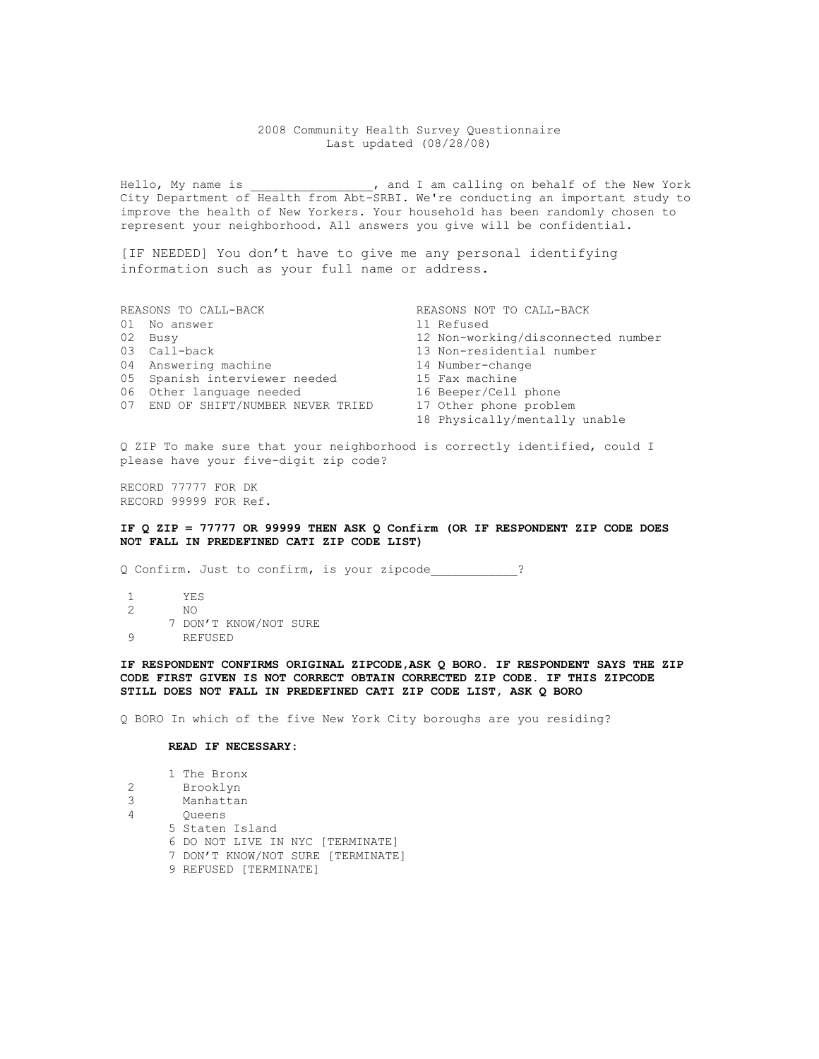2008 Community Health Survey Questionnaire
Last updated (08/28/08)

Hello, My name is ________________, and I am calling on behalf of the New York City Department of Health from Abt-SRBI. We're conducting an important study to improve the health of New Yorkers. Your household has been randomly chosen to represent your neighborhood. All answers you give will be confidential.

[IF NEEDED] You don't have to give me any personal identifying information such as your full name or address.

| REASONS TO CALL-BACK | REASONS NOT TO CALL-BACK |
|---|---|
| 01 No answer | 11 Refused |
| 02 Busy | 12 Non-working/disconnected number |
| 03 Call-back | 13 Non-residential number |
| 04 Answering machine | 14 Number-change |
| 05 Spanish interviewer needed | 15 Fax machine |
| 06 Other language needed | 16 Beeper/Cell phone |
| 07 END OF SHIFT/NUMBER NEVER TRIED | 17 Other phone problem |
| | 18 Physically/mentally unable |

Q ZIP To make sure that your neighborhood is correctly identified, could I please have your five-digit zip code?

RECORD 77777 FOR DK
RECORD 99999 FOR Ref.

**IF Q ZIP = 77777 OR 99999 THEN ASK Q Confirm (OR IF RESPONDENT ZIP CODE DOES NOT FALL IN PREDEFINED CATI ZIP CODE LIST)**

Q Confirm. Just to confirm, is your zipcode____________?

1 YES
2 NO
7 DON'T KNOW/NOT SURE
9 REFUSED

**IF RESPONDENT CONFIRMS ORIGINAL ZIPCODE,ASK Q BORO. IF RESPONDENT SAYS THE ZIP CODE FIRST GIVEN IS NOT CORRECT OBTAIN CORRECTED ZIP CODE. IF THIS ZIPCODE STILL DOES NOT FALL IN PREDEFINED CATI ZIP CODE LIST, ASK Q BORO**

Q BORO In which of the five New York City boroughs are you residing?

**READ IF NECESSARY:**

1 The Bronx
2 Brooklyn
3 Manhattan
4 Queens
5 Staten Island
6 DO NOT LIVE IN NYC [TERMINATE]
7 DON'T KNOW/NOT SURE [TERMINATE]
9 REFUSED [TERMINATE]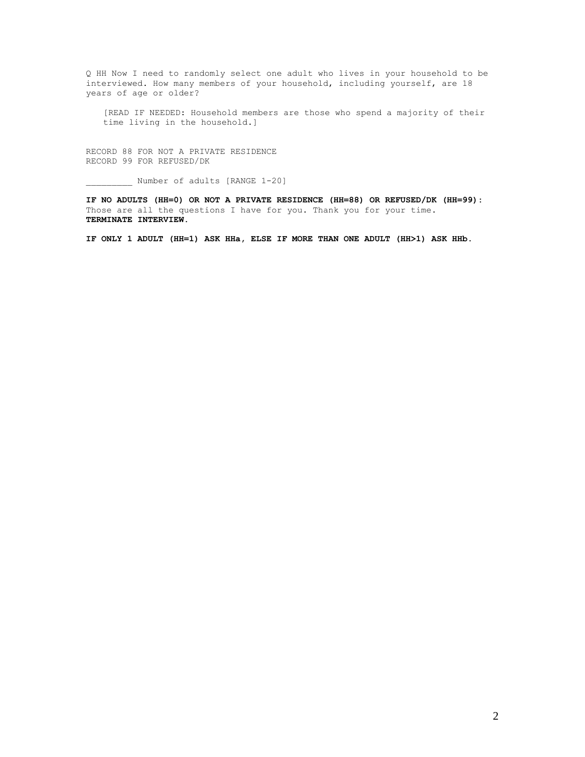Q HH Now I need to randomly select one adult who lives in your household to be interviewed. How many members of your household, including yourself, are 18 years of age or older?

[READ IF NEEDED: Household members are those who spend a majority of their time living in the household.]

RECORD 88 FOR NOT A PRIVATE RESIDENCE
RECORD 99 FOR REFUSED/DK

_________ Number of adults [RANGE 1-20]

**IF NO ADULTS (HH=0) OR NOT A PRIVATE RESIDENCE (HH=88) OR REFUSED/DK (HH=99):** Those are all the questions I have for you. Thank you for your time. **TERMINATE INTERVIEW.**

**IF ONLY 1 ADULT (HH=1) ASK HHa, ELSE IF MORE THAN ONE ADULT (HH>1) ASK HHb.**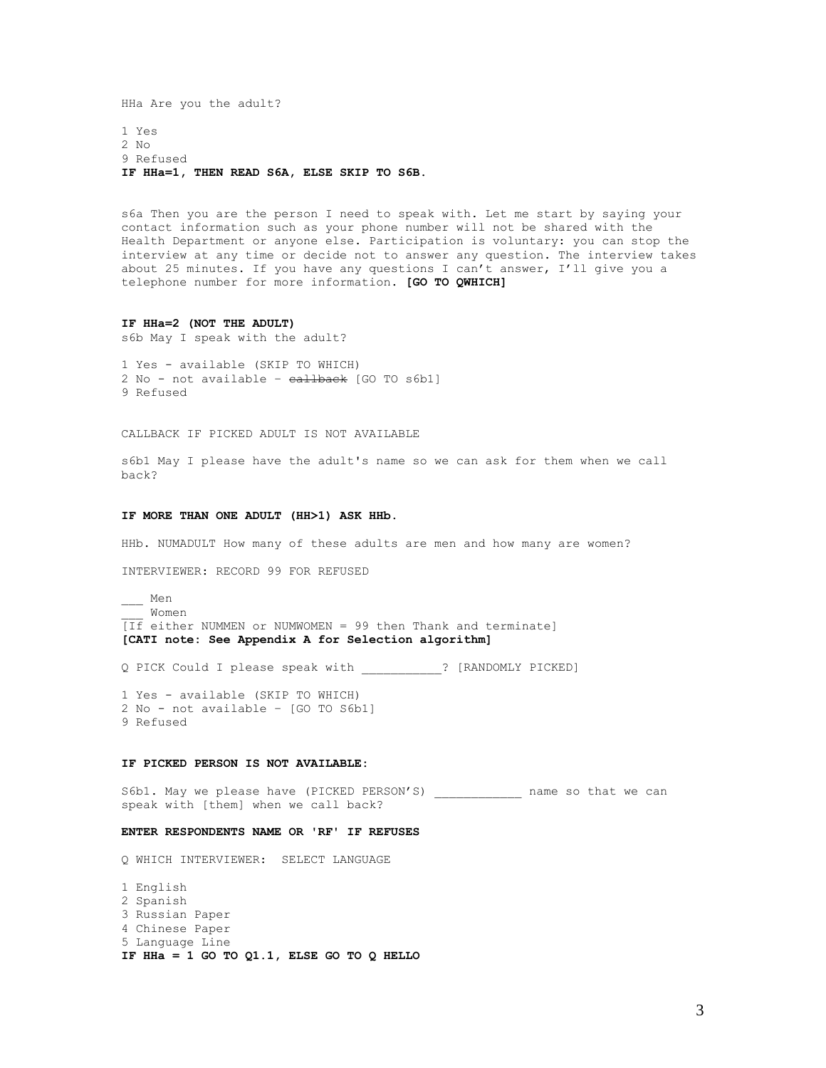HHa Are you the adult?

1 Yes
2 No
9 Refused
**IF HHa=1, THEN READ S6A, ELSE SKIP TO S6B.**

s6a Then you are the person I need to speak with. Let me start by saying your contact information such as your phone number will not be shared with the Health Department or anyone else. Participation is voluntary: you can stop the interview at any time or decide not to answer any question. The interview takes about 25 minutes. If you have any questions I can't answer, I'll give you a telephone number for more information. **[GO TO QWHICH]**

**IF HHa=2 (NOT THE ADULT)**
s6b May I speak with the adult?

1 Yes - available (SKIP TO WHICH)
2 No - not available - ~~callback~~ [GO TO s6b1]
9 Refused

CALLBACK IF PICKED ADULT IS NOT AVAILABLE

s6b1 May I please have the adult's name so we can ask for them when we call back?

**IF MORE THAN ONE ADULT (HH>1) ASK HHb.**

HHb. NUMADULT How many of these adults are men and how many are women?

INTERVIEWER: RECORD 99 FOR REFUSED

___ Men
___ Women
[If either NUMMEN or NUMWOMEN = 99 then Thank and terminate]
**[CATI note: See Appendix A for Selection algorithm]**

Q PICK Could I please speak with ___________? [RANDOMLY PICKED]

1 Yes - available (SKIP TO WHICH)
2 No - not available - [GO TO S6b1]
9 Refused

**IF PICKED PERSON IS NOT AVAILABLE:**

S6b1. May we please have (PICKED PERSON'S) ____________ name so that we can speak with [them] when we call back?

**ENTER RESPONDENTS NAME OR 'RF' IF REFUSES**

Q WHICH INTERVIEWER: SELECT LANGUAGE

1 English
2 Spanish
3 Russian Paper
4 Chinese Paper
5 Language Line
**IF HHa = 1 GO TO Q1.1, ELSE GO TO Q HELLO**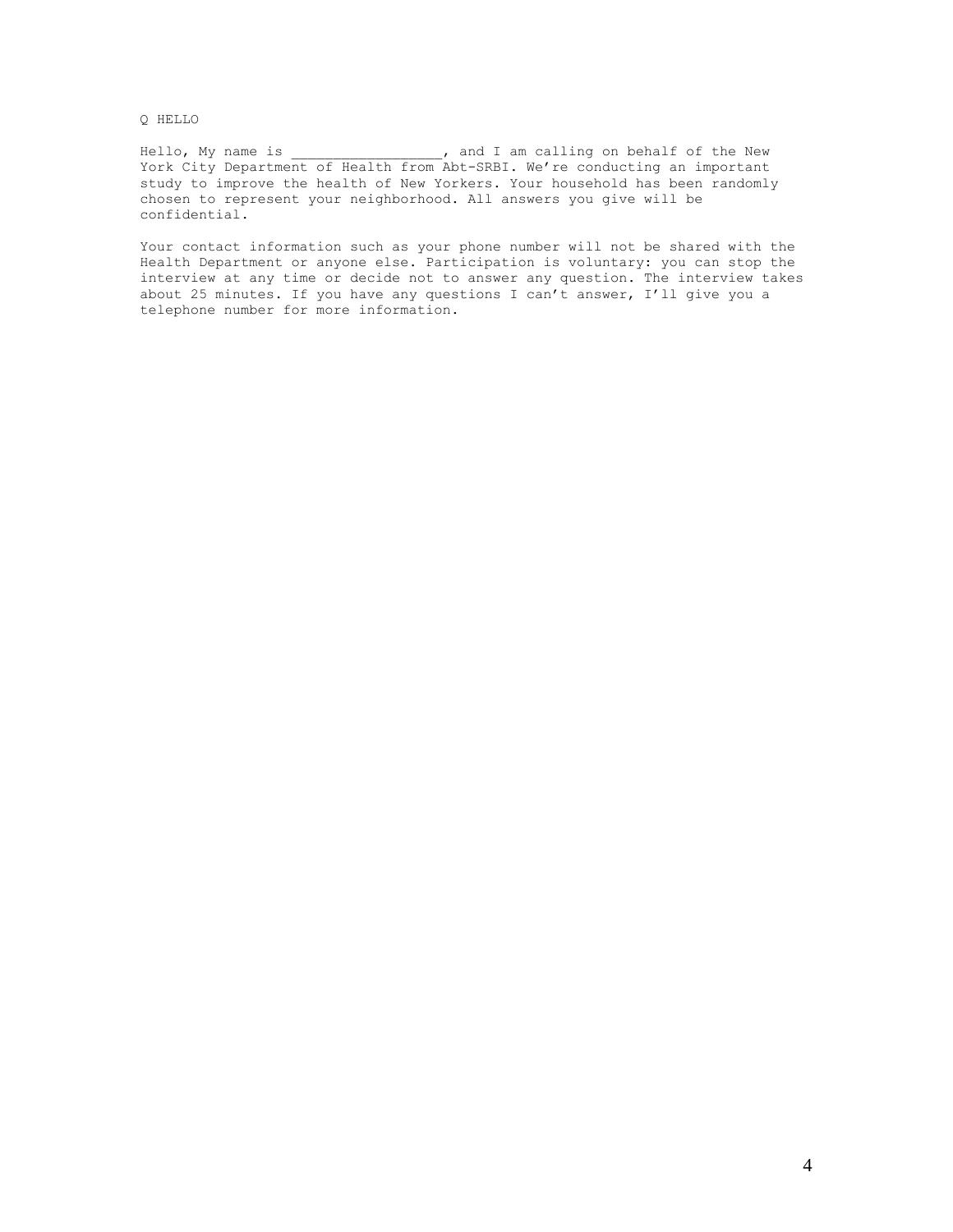Q HELLO

Hello, My name is _________________, and I am calling on behalf of the New York City Department of Health from Abt-SRBI. We're conducting an important study to improve the health of New Yorkers. Your household has been randomly chosen to represent your neighborhood. All answers you give will be confidential.

Your contact information such as your phone number will not be shared with the Health Department or anyone else. Participation is voluntary: you can stop the interview at any time or decide not to answer any question. The interview takes about 25 minutes. If you have any questions I can't answer, I'll give you a telephone number for more information.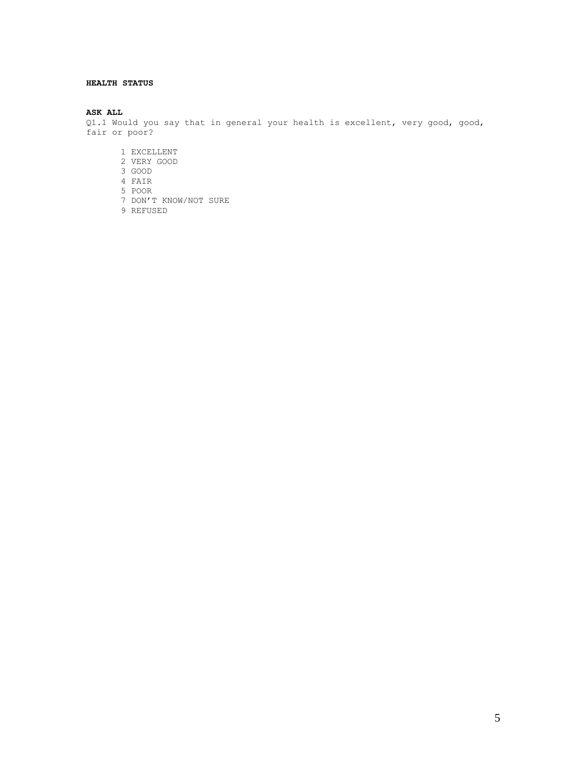**HEALTH STATUS**

**ASK ALL**

Q1.1 Would you say that in general your health is excellent, very good, good, fair or poor?

1 EXCELLENT  
2 VERY GOOD  
3 GOOD  
4 FAIR  
5 POOR  
7 DON'T KNOW/NOT SURE  
9 REFUSED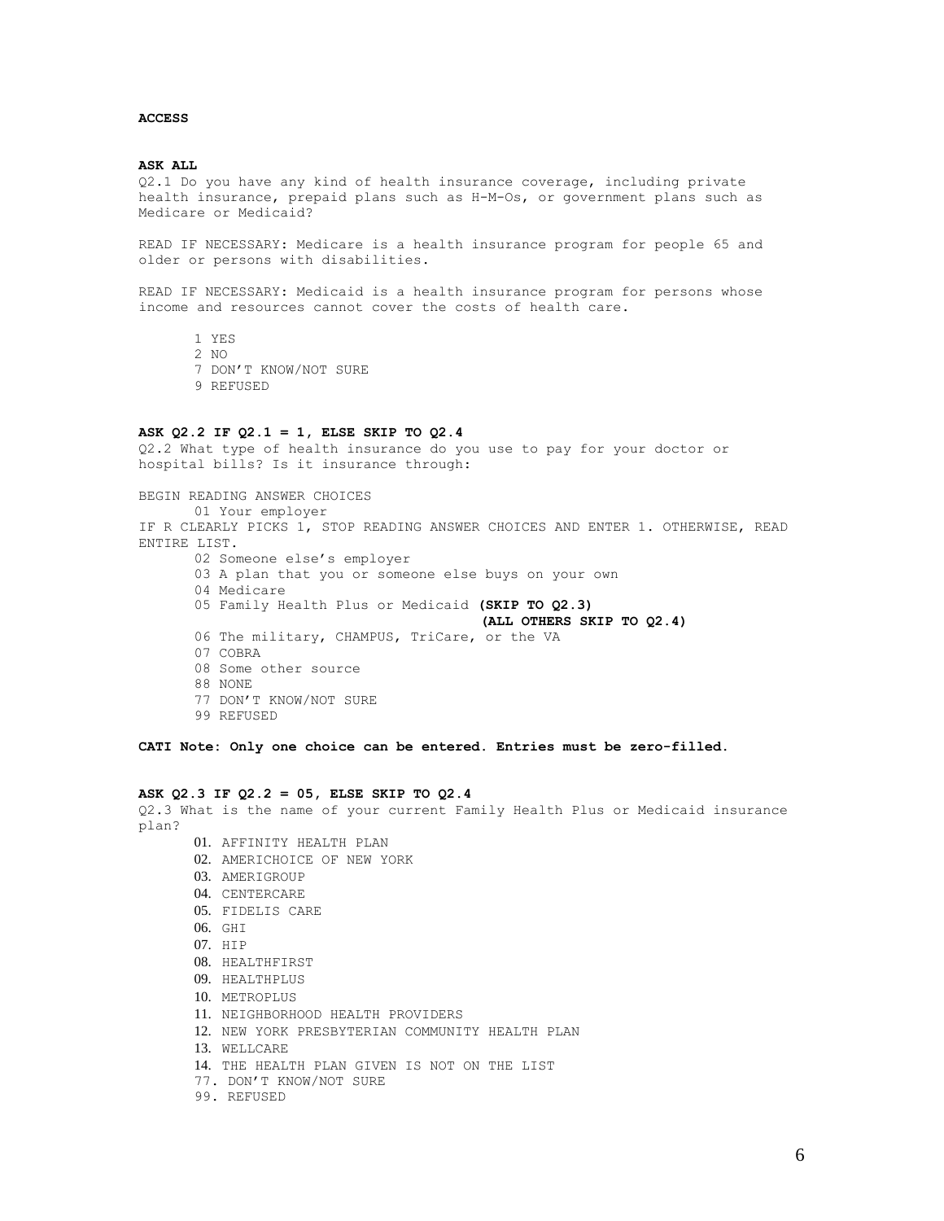**ACCESS**

**ASK ALL**

Q2.1 Do you have any kind of health insurance coverage, including private health insurance, prepaid plans such as H-M-Os, or government plans such as Medicare or Medicaid?

READ IF NECESSARY: Medicare is a health insurance program for people 65 and older or persons with disabilities.

READ IF NECESSARY: Medicaid is a health insurance program for persons whose income and resources cannot cover the costs of health care.

1 YES
2 NO
7 DON'T KNOW/NOT SURE
9 REFUSED

**ASK Q2.2 IF Q2.1 = 1, ELSE SKIP TO Q2.4**

Q2.2 What type of health insurance do you use to pay for your doctor or hospital bills? Is it insurance through:

BEGIN READING ANSWER CHOICES

01 Your employer

IF R CLEARLY PICKS 1, STOP READING ANSWER CHOICES AND ENTER 1. OTHERWISE, READ ENTIRE LIST.

02 Someone else's employer
03 A plan that you or someone else buys on your own
04 Medicare
05 Family Health Plus or Medicaid **(SKIP TO Q2.3)**
**(ALL OTHERS SKIP TO Q2.4)**
06 The military, CHAMPUS, TriCare, or the VA
07 COBRA
08 Some other source
88 NONE
77 DON'T KNOW/NOT SURE
99 REFUSED

**CATI Note: Only one choice can be entered. Entries must be zero-filled.**

**ASK Q2.3 IF Q2.2 = 05, ELSE SKIP TO Q2.4**

Q2.3 What is the name of your current Family Health Plus or Medicaid insurance plan?

01. AFFINITY HEALTH PLAN
02. AMERICHOICE OF NEW YORK
03. AMERIGROUP
04. CENTERCARE
05. FIDELIS CARE
06. GHI
07. HIP
08. HEALTHFIRST
09. HEALTHPLUS
10. METROPLUS
11. NEIGHBORHOOD HEALTH PROVIDERS
12. NEW YORK PRESBYTERIAN COMMUNITY HEALTH PLAN
13. WELLCARE
14. THE HEALTH PLAN GIVEN IS NOT ON THE LIST
77. DON'T KNOW/NOT SURE
99. REFUSED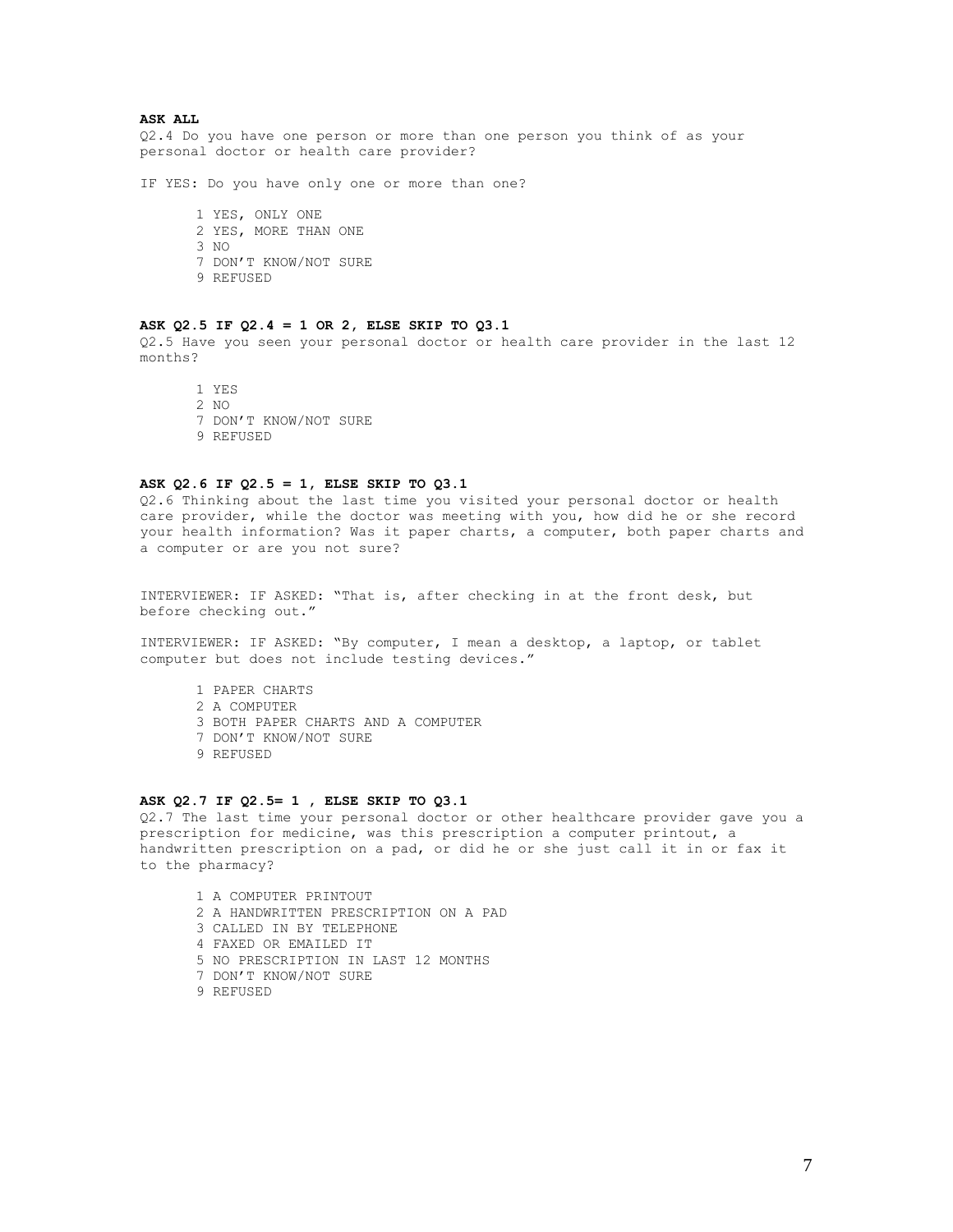**ASK ALL**

Q2.4 Do you have one person or more than one person you think of as your personal doctor or health care provider?

IF YES: Do you have only one or more than one?

1 YES, ONLY ONE
2 YES, MORE THAN ONE
3 NO
7 DON'T KNOW/NOT SURE
9 REFUSED

**ASK Q2.5 IF Q2.4 = 1 OR 2, ELSE SKIP TO Q3.1**

Q2.5 Have you seen your personal doctor or health care provider in the last 12 months?

1 YES
2 NO
7 DON'T KNOW/NOT SURE
9 REFUSED

**ASK Q2.6 IF Q2.5 = 1, ELSE SKIP TO Q3.1**

Q2.6 Thinking about the last time you visited your personal doctor or health care provider, while the doctor was meeting with you, how did he or she record your health information? Was it paper charts, a computer, both paper charts and a computer or are you not sure?

INTERVIEWER: IF ASKED: "That is, after checking in at the front desk, but before checking out."

INTERVIEWER: IF ASKED: "By computer, I mean a desktop, a laptop, or tablet computer but does not include testing devices."

1 PAPER CHARTS
2 A COMPUTER
3 BOTH PAPER CHARTS AND A COMPUTER
7 DON'T KNOW/NOT SURE
9 REFUSED

**ASK Q2.7 IF Q2.5= 1 , ELSE SKIP TO Q3.1**

Q2.7 The last time your personal doctor or other healthcare provider gave you a prescription for medicine, was this prescription a computer printout, a handwritten prescription on a pad, or did he or she just call it in or fax it to the pharmacy?

1 A COMPUTER PRINTOUT
2 A HANDWRITTEN PRESCRIPTION ON A PAD
3 CALLED IN BY TELEPHONE
4 FAXED OR EMAILED IT
5 NO PRESCRIPTION IN LAST 12 MONTHS
7 DON'T KNOW/NOT SURE
9 REFUSED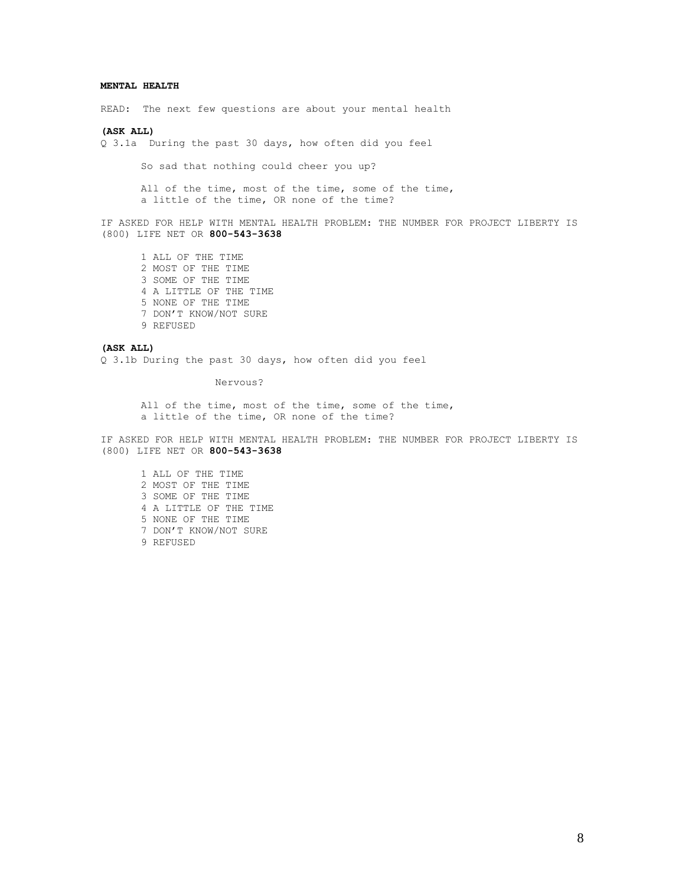**MENTAL HEALTH**

READ: The next few questions are about your mental health

**(ASK ALL)**
Q 3.1a During the past 30 days, how often did you feel

So sad that nothing could cheer you up?

All of the time, most of the time, some of the time, a little of the time, OR none of the time?

IF ASKED FOR HELP WITH MENTAL HEALTH PROBLEM: THE NUMBER FOR PROJECT LIBERTY IS (800) LIFE NET OR **800-543-3638**

1 ALL OF THE TIME
2 MOST OF THE TIME
3 SOME OF THE TIME
4 A LITTLE OF THE TIME
5 NONE OF THE TIME
7 DON'T KNOW/NOT SURE
9 REFUSED

**(ASK ALL)**
Q 3.1b During the past 30 days, how often did you feel

Nervous?

All of the time, most of the time, some of the time, a little of the time, OR none of the time?

IF ASKED FOR HELP WITH MENTAL HEALTH PROBLEM: THE NUMBER FOR PROJECT LIBERTY IS (800) LIFE NET OR **800-543-3638**

1 ALL OF THE TIME
2 MOST OF THE TIME
3 SOME OF THE TIME
4 A LITTLE OF THE TIME
5 NONE OF THE TIME
7 DON'T KNOW/NOT SURE
9 REFUSED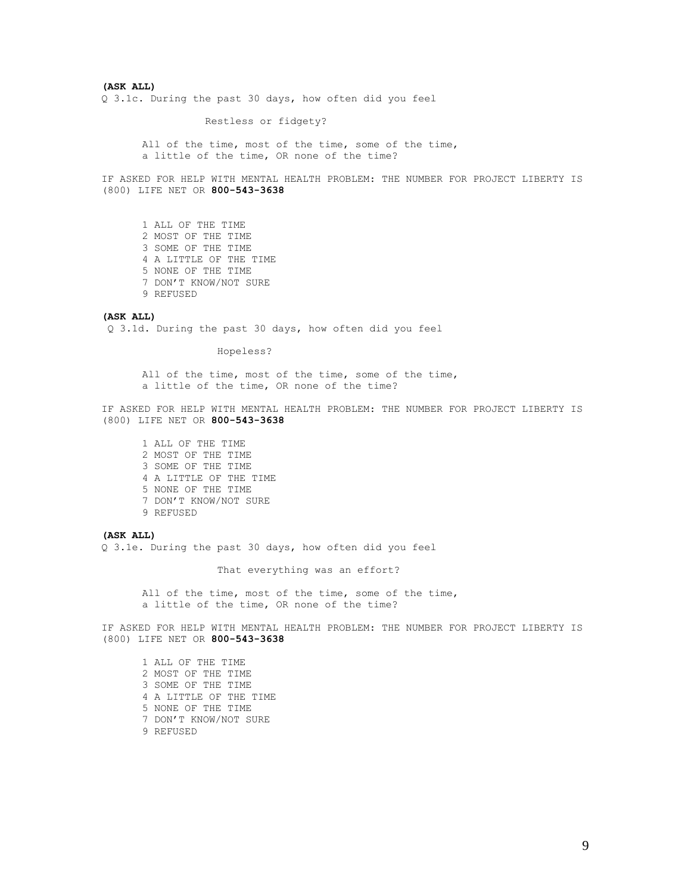**(ASK ALL)**

Q 3.1c. During the past 30 days, how often did you feel

Restless or fidgety?

All of the time, most of the time, some of the time, a little of the time, OR none of the time?

IF ASKED FOR HELP WITH MENTAL HEALTH PROBLEM: THE NUMBER FOR PROJECT LIBERTY IS (800) LIFE NET OR **800-543-3638**

1 ALL OF THE TIME
2 MOST OF THE TIME
3 SOME OF THE TIME
4 A LITTLE OF THE TIME
5 NONE OF THE TIME
7 DON'T KNOW/NOT SURE
9 REFUSED

**(ASK ALL)**

Q 3.1d. During the past 30 days, how often did you feel

Hopeless?

All of the time, most of the time, some of the time, a little of the time, OR none of the time?

IF ASKED FOR HELP WITH MENTAL HEALTH PROBLEM: THE NUMBER FOR PROJECT LIBERTY IS (800) LIFE NET OR **800-543-3638**

1 ALL OF THE TIME
2 MOST OF THE TIME
3 SOME OF THE TIME
4 A LITTLE OF THE TIME
5 NONE OF THE TIME
7 DON'T KNOW/NOT SURE
9 REFUSED

**(ASK ALL)**

Q 3.1e. During the past 30 days, how often did you feel

That everything was an effort?

All of the time, most of the time, some of the time, a little of the time, OR none of the time?

IF ASKED FOR HELP WITH MENTAL HEALTH PROBLEM: THE NUMBER FOR PROJECT LIBERTY IS (800) LIFE NET OR **800-543-3638**

1 ALL OF THE TIME
2 MOST OF THE TIME
3 SOME OF THE TIME
4 A LITTLE OF THE TIME
5 NONE OF THE TIME
7 DON'T KNOW/NOT SURE
9 REFUSED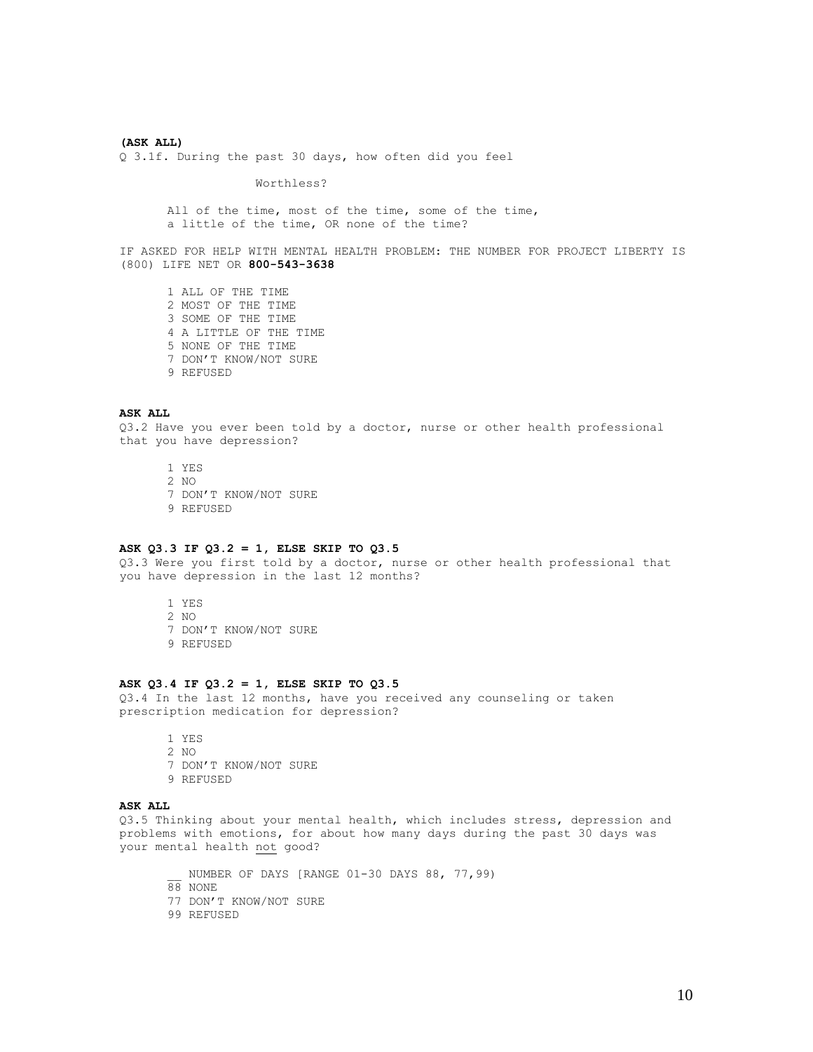**(ASK ALL)**

Q 3.1f. During the past 30 days, how often did you feel

Worthless?

All of the time, most of the time, some of the time, a little of the time, OR none of the time?

IF ASKED FOR HELP WITH MENTAL HEALTH PROBLEM: THE NUMBER FOR PROJECT LIBERTY IS (800) LIFE NET OR **800-543-3638**

1 ALL OF THE TIME
2 MOST OF THE TIME
3 SOME OF THE TIME
4 A LITTLE OF THE TIME
5 NONE OF THE TIME
7 DON'T KNOW/NOT SURE
9 REFUSED

**ASK ALL**

Q3.2 Have you ever been told by a doctor, nurse or other health professional that you have depression?

1 YES
2 NO
7 DON'T KNOW/NOT SURE
9 REFUSED

**ASK Q3.3 IF Q3.2 = 1, ELSE SKIP TO Q3.5**

Q3.3 Were you first told by a doctor, nurse or other health professional that you have depression in the last 12 months?

1 YES
2 NO
7 DON'T KNOW/NOT SURE
9 REFUSED

**ASK Q3.4 IF Q3.2 = 1, ELSE SKIP TO Q3.5**

Q3.4 In the last 12 months, have you received any counseling or taken prescription medication for depression?

1 YES
2 NO
7 DON'T KNOW/NOT SURE
9 REFUSED

**ASK ALL**

Q3.5 Thinking about your mental health, which includes stress, depression and problems with emotions, for about how many days during the past 30 days was your mental health <u>not</u> good?

__ NUMBER OF DAYS [RANGE 01-30 DAYS 88, 77,99)
88 NONE
77 DON'T KNOW/NOT SURE
99 REFUSED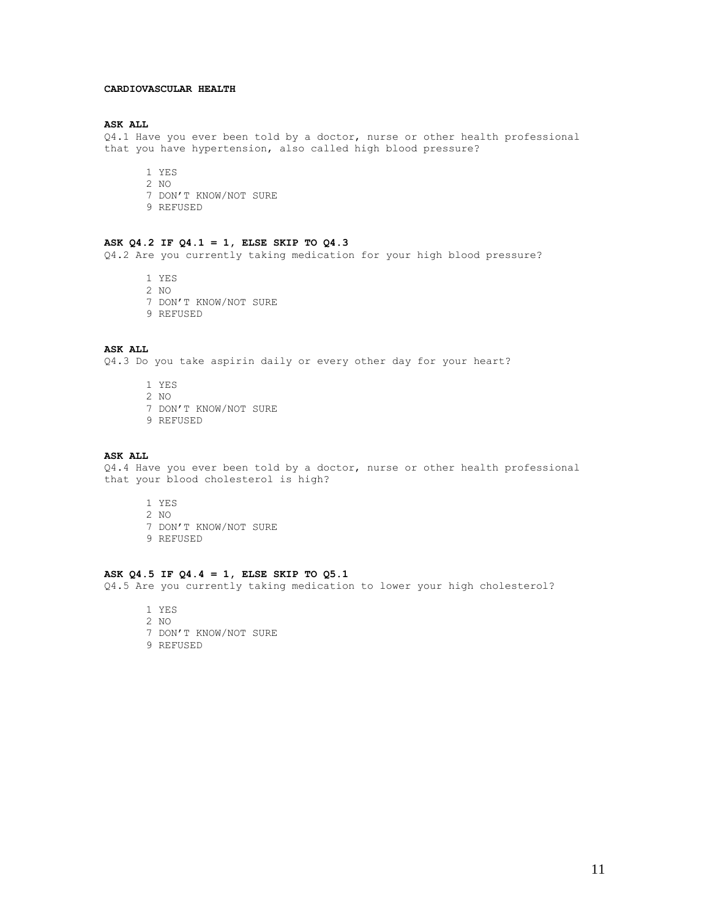**CARDIOVASCULAR HEALTH**

**ASK ALL**

Q4.1 Have you ever been told by a doctor, nurse or other health professional that you have hypertension, also called high blood pressure?

1 YES
2 NO
7 DON'T KNOW/NOT SURE
9 REFUSED

**ASK Q4.2 IF Q4.1 = 1, ELSE SKIP TO Q4.3**

Q4.2 Are you currently taking medication for your high blood pressure?

1 YES
2 NO
7 DON'T KNOW/NOT SURE
9 REFUSED

**ASK ALL**

Q4.3 Do you take aspirin daily or every other day for your heart?

1 YES
2 NO
7 DON'T KNOW/NOT SURE
9 REFUSED

**ASK ALL**

Q4.4 Have you ever been told by a doctor, nurse or other health professional that your blood cholesterol is high?

1 YES
2 NO
7 DON'T KNOW/NOT SURE
9 REFUSED

**ASK Q4.5 IF Q4.4 = 1, ELSE SKIP TO Q5.1**

Q4.5 Are you currently taking medication to lower your high cholesterol?

1 YES
2 NO
7 DON'T KNOW/NOT SURE
9 REFUSED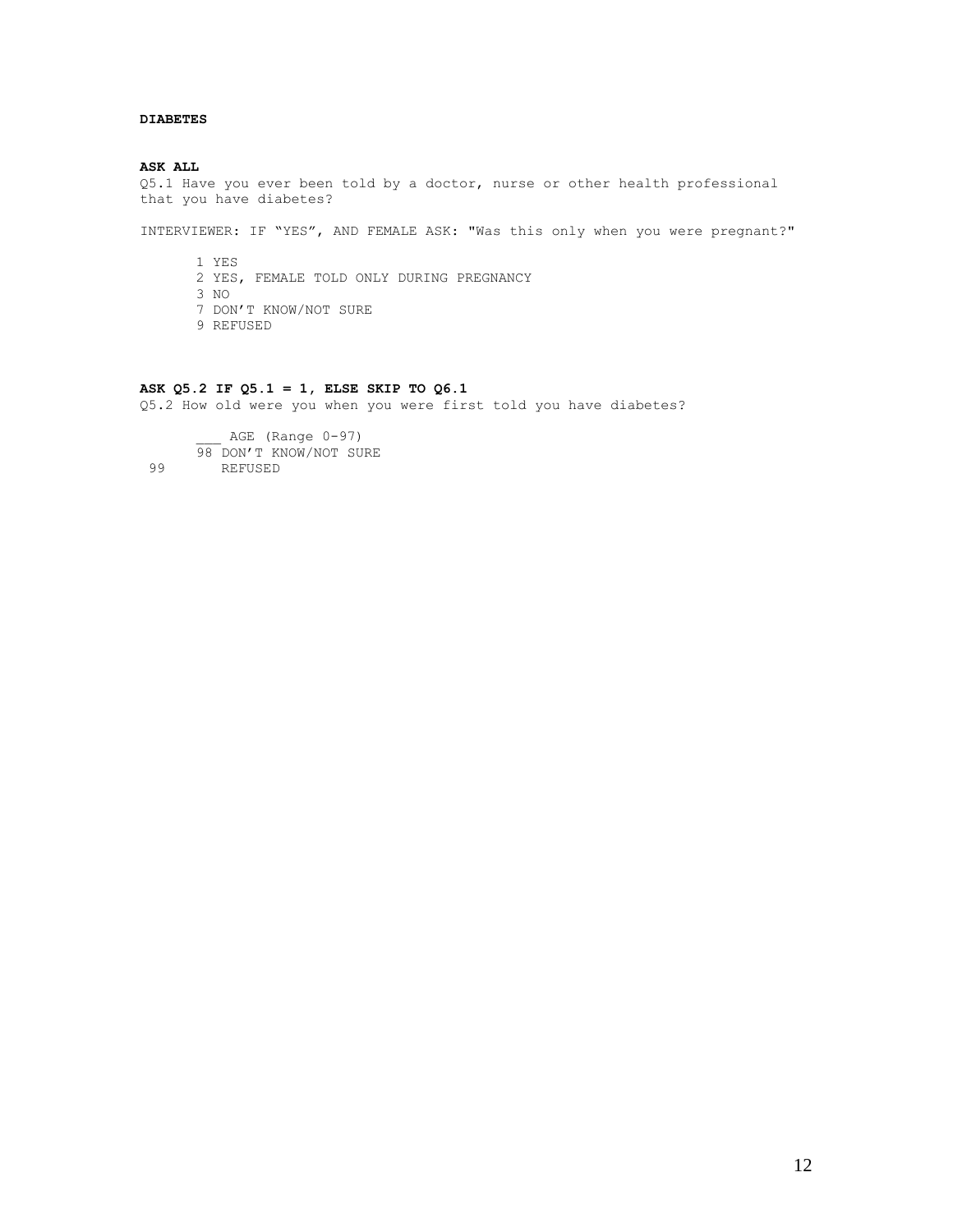**DIABETES**

**ASK ALL**

Q5.1 Have you ever been told by a doctor, nurse or other health professional that you have diabetes?

INTERVIEWER: IF "YES", AND FEMALE ASK: "Was this only when you were pregnant?"

1 YES
2 YES, FEMALE TOLD ONLY DURING PREGNANCY
3 NO
7 DON'T KNOW/NOT SURE
9 REFUSED

**ASK Q5.2 IF Q5.1 = 1, ELSE SKIP TO Q6.1**

Q5.2 How old were you when you were first told you have diabetes?

___ AGE (Range 0-97)
98 DON'T KNOW/NOT SURE
99 REFUSED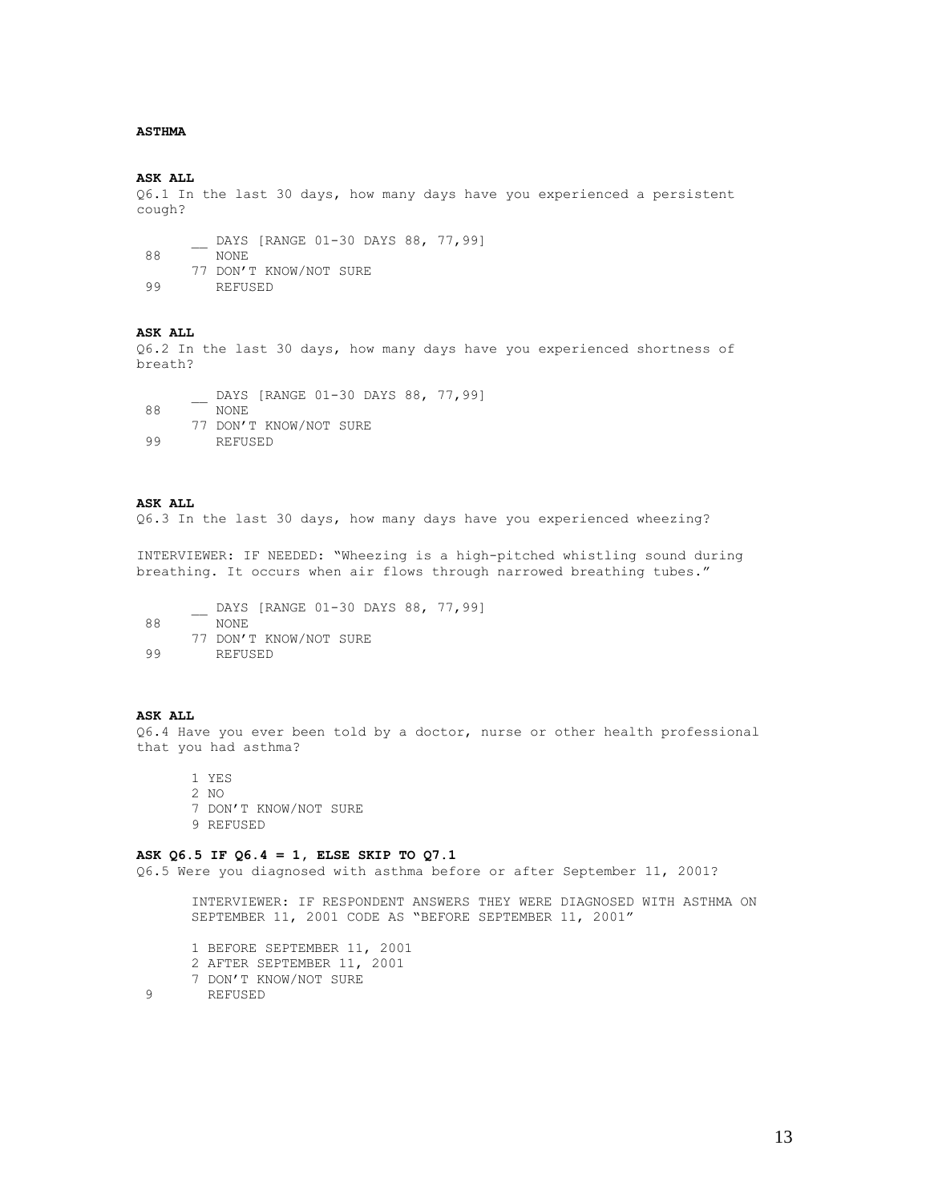**ASTHMA**

**ASK ALL**

Q6.1 In the last 30 days, how many days have you experienced a persistent cough?

__ DAYS [RANGE 01-30 DAYS 88, 77,99]
88 NONE
77 DON'T KNOW/NOT SURE
99 REFUSED

**ASK ALL**

Q6.2 In the last 30 days, how many days have you experienced shortness of breath?

__ DAYS [RANGE 01-30 DAYS 88, 77,99]
88 NONE
77 DON'T KNOW/NOT SURE
99 REFUSED

**ASK ALL**

Q6.3 In the last 30 days, how many days have you experienced wheezing?

INTERVIEWER: IF NEEDED: "Wheezing is a high-pitched whistling sound during breathing. It occurs when air flows through narrowed breathing tubes."

__ DAYS [RANGE 01-30 DAYS 88, 77,99]
88 NONE
77 DON'T KNOW/NOT SURE
99 REFUSED

**ASK ALL**

Q6.4 Have you ever been told by a doctor, nurse or other health professional that you had asthma?

1 YES
2 NO
7 DON'T KNOW/NOT SURE
9 REFUSED

**ASK Q6.5 IF Q6.4 = 1, ELSE SKIP TO Q7.1**

Q6.5 Were you diagnosed with asthma before or after September 11, 2001?

INTERVIEWER: IF RESPONDENT ANSWERS THEY WERE DIAGNOSED WITH ASTHMA ON SEPTEMBER 11, 2001 CODE AS "BEFORE SEPTEMBER 11, 2001"

1 BEFORE SEPTEMBER 11, 2001
2 AFTER SEPTEMBER 11, 2001
7 DON'T KNOW/NOT SURE
9 REFUSED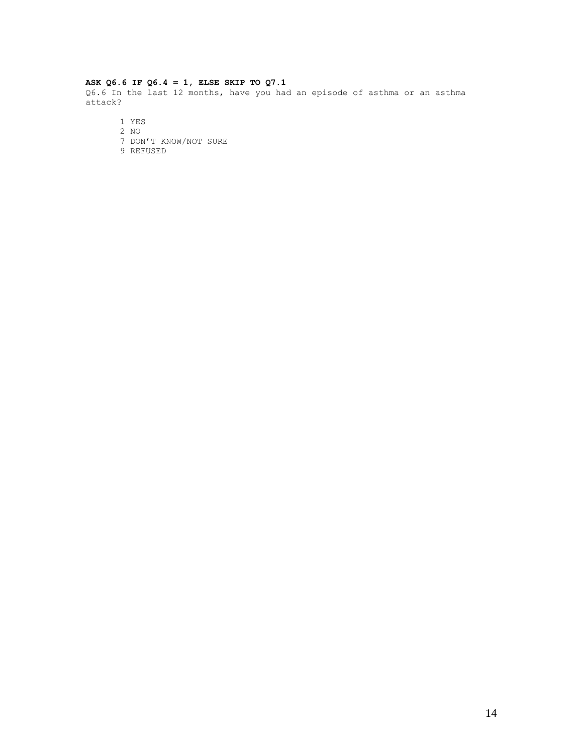**ASK Q6.6 IF Q6.4 = 1, ELSE SKIP TO Q7.1**

Q6.6 In the last 12 months, have you had an episode of asthma or an asthma attack?

1 YES
2 NO
7 DON'T KNOW/NOT SURE
9 REFUSED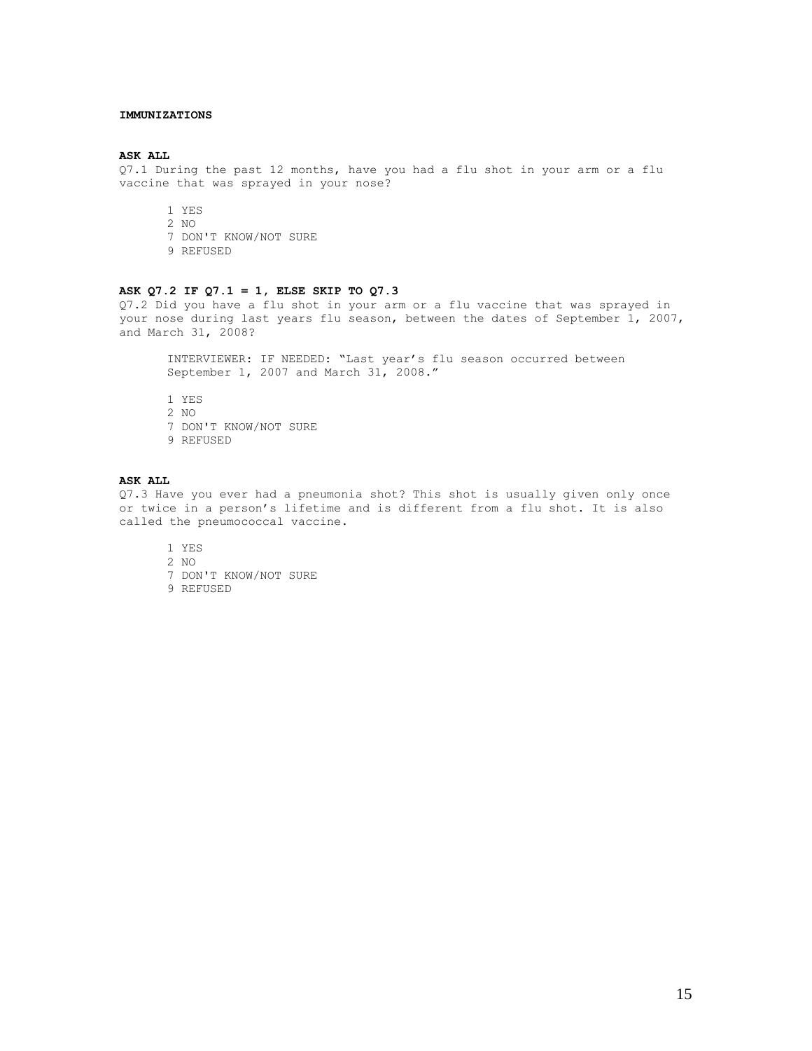**IMMUNIZATIONS**

**ASK ALL**

Q7.1 During the past 12 months, have you had a flu shot in your arm or a flu vaccine that was sprayed in your nose?

1 YES
2 NO
7 DON'T KNOW/NOT SURE
9 REFUSED

**ASK Q7.2 IF Q7.1 = 1, ELSE SKIP TO Q7.3**

Q7.2 Did you have a flu shot in your arm or a flu vaccine that was sprayed in your nose during last years flu season, between the dates of September 1, 2007, and March 31, 2008?

INTERVIEWER: IF NEEDED: "Last year's flu season occurred between September 1, 2007 and March 31, 2008."

1 YES
2 NO
7 DON'T KNOW/NOT SURE
9 REFUSED

**ASK ALL**

Q7.3 Have you ever had a pneumonia shot? This shot is usually given only once or twice in a person's lifetime and is different from a flu shot. It is also called the pneumococcal vaccine.

1 YES
2 NO
7 DON'T KNOW/NOT SURE
9 REFUSED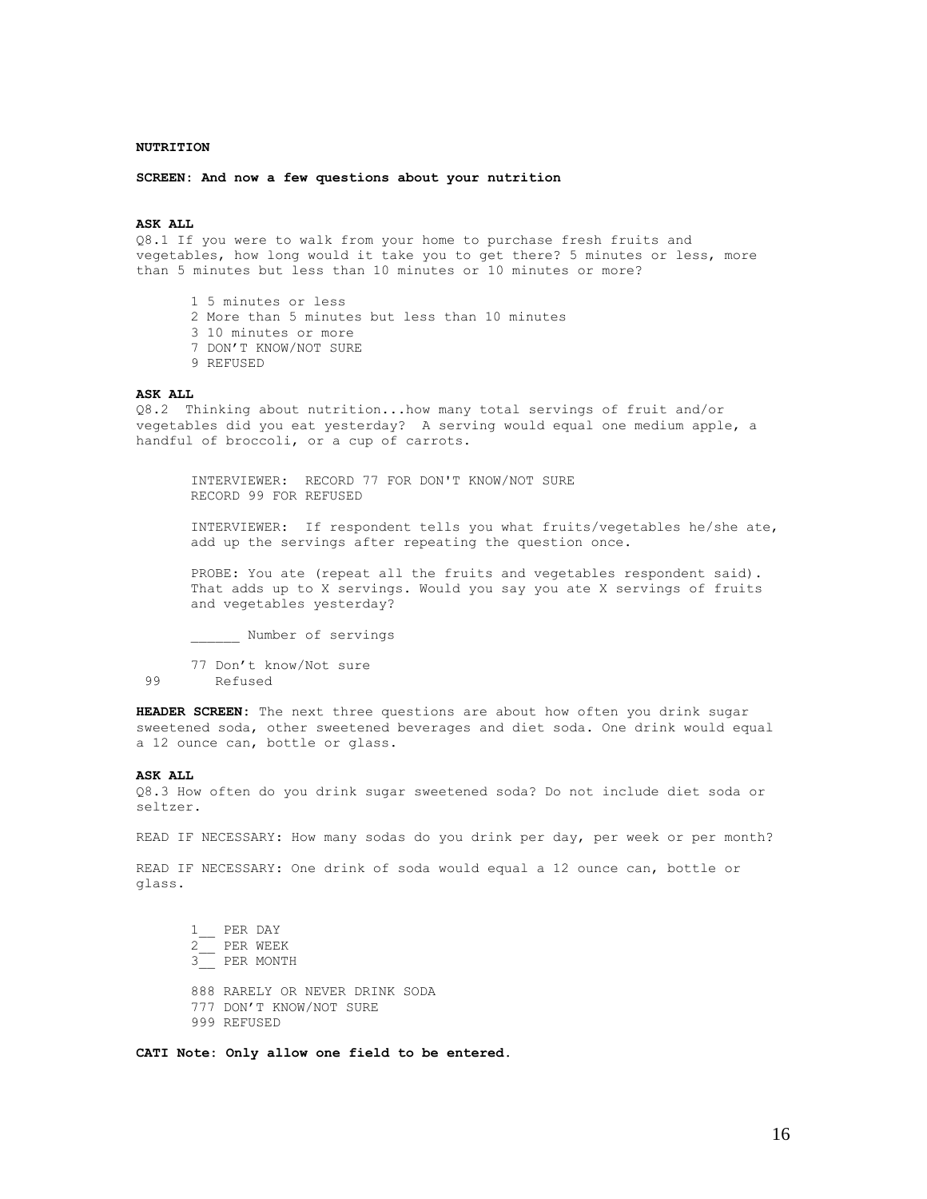**NUTRITION**

**SCREEN: And now a few questions about your nutrition**

**ASK ALL**
Q8.1 If you were to walk from your home to purchase fresh fruits and vegetables, how long would it take you to get there? 5 minutes or less, more than 5 minutes but less than 10 minutes or 10 minutes or more?

1 5 minutes or less
2 More than 5 minutes but less than 10 minutes
3 10 minutes or more
7 DON'T KNOW/NOT SURE
9 REFUSED

**ASK ALL**
Q8.2 Thinking about nutrition...how many total servings of fruit and/or vegetables did you eat yesterday? A serving would equal one medium apple, a handful of broccoli, or a cup of carrots.

INTERVIEWER: RECORD 77 FOR DON'T KNOW/NOT SURE
RECORD 99 FOR REFUSED

INTERVIEWER: If respondent tells you what fruits/vegetables he/she ate, add up the servings after repeating the question once.

PROBE: You ate (repeat all the fruits and vegetables respondent said). That adds up to X servings. Would you say you ate X servings of fruits and vegetables yesterday?

______ Number of servings

77 Don't know/Not sure
99 Refused

**HEADER SCREEN:** The next three questions are about how often you drink sugar sweetened soda, other sweetened beverages and diet soda. One drink would equal a 12 ounce can, bottle or glass.

**ASK ALL**
Q8.3 How often do you drink sugar sweetened soda? Do not include diet soda or seltzer.

READ IF NECESSARY: How many sodas do you drink per day, per week or per month?

READ IF NECESSARY: One drink of soda would equal a 12 ounce can, bottle or glass.

1__ PER DAY
2__ PER WEEK
3__ PER MONTH

888 RARELY OR NEVER DRINK SODA
777 DON'T KNOW/NOT SURE
999 REFUSED

**CATI Note: Only allow one field to be entered.**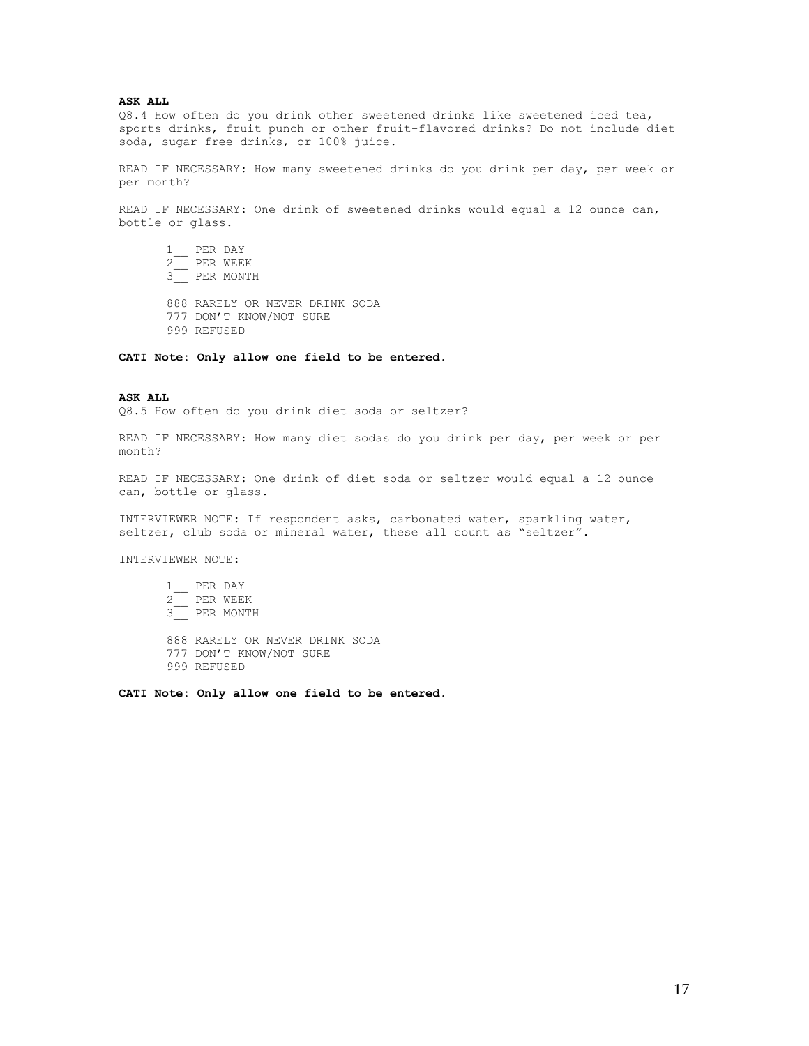**ASK ALL**

Q8.4 How often do you drink other sweetened drinks like sweetened iced tea, sports drinks, fruit punch or other fruit-flavored drinks? Do not include diet soda, sugar free drinks, or 100% juice.

READ IF NECESSARY: How many sweetened drinks do you drink per day, per week or per month?

READ IF NECESSARY: One drink of sweetened drinks would equal a 12 ounce can, bottle or glass.

1__ PER DAY
2__ PER WEEK
3__ PER MONTH

888 RARELY OR NEVER DRINK SODA
777 DON'T KNOW/NOT SURE
999 REFUSED

**CATI Note: Only allow one field to be entered.**

**ASK ALL**

Q8.5 How often do you drink diet soda or seltzer?

READ IF NECESSARY: How many diet sodas do you drink per day, per week or per month?

READ IF NECESSARY: One drink of diet soda or seltzer would equal a 12 ounce can, bottle or glass.

INTERVIEWER NOTE: If respondent asks, carbonated water, sparkling water, seltzer, club soda or mineral water, these all count as "seltzer".

INTERVIEWER NOTE:

1__ PER DAY
2__ PER WEEK
3__ PER MONTH

888 RARELY OR NEVER DRINK SODA
777 DON'T KNOW/NOT SURE
999 REFUSED

**CATI Note: Only allow one field to be entered.**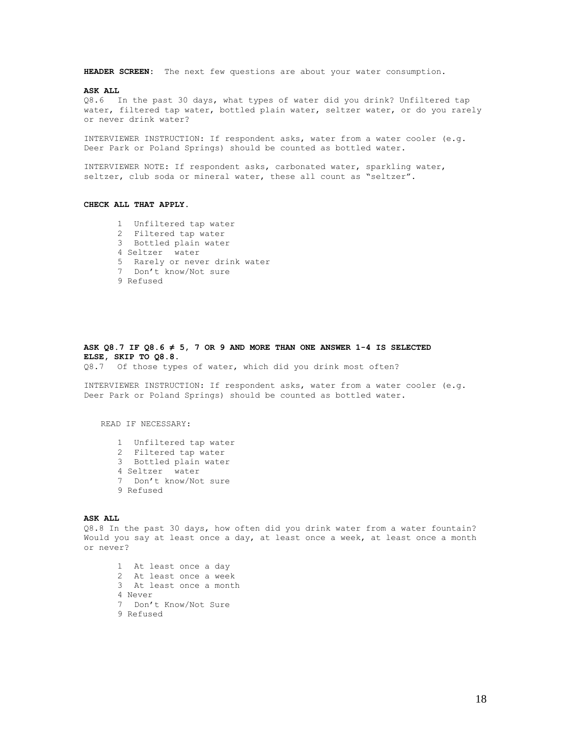**HEADER SCREEN:** The next few questions are about your water consumption.

**ASK ALL**

Q8.6 In the past 30 days, what types of water did you drink? Unfiltered tap water, filtered tap water, bottled plain water, seltzer water, or do you rarely or never drink water?

INTERVIEWER INSTRUCTION: If respondent asks, water from a water cooler (e.g. Deer Park or Poland Springs) should be counted as bottled water.

INTERVIEWER NOTE: If respondent asks, carbonated water, sparkling water, seltzer, club soda or mineral water, these all count as "seltzer".

**CHECK ALL THAT APPLY.**

1 Unfiltered tap water
2 Filtered tap water
3 Bottled plain water
4 Seltzer water
5 Rarely or never drink water
7 Don't know/Not sure
9 Refused

**ASK Q8.7 IF Q8.6 ≠ 5, 7 OR 9 AND MORE THAN ONE ANSWER 1-4 IS SELECTED ELSE, SKIP TO Q8.8.**

Q8.7 Of those types of water, which did you drink most often?

INTERVIEWER INSTRUCTION: If respondent asks, water from a water cooler (e.g. Deer Park or Poland Springs) should be counted as bottled water.

READ IF NECESSARY:

1 Unfiltered tap water
2 Filtered tap water
3 Bottled plain water
4 Seltzer water
7 Don't know/Not sure
9 Refused

**ASK ALL**

Q8.8 In the past 30 days, how often did you drink water from a water fountain? Would you say at least once a day, at least once a week, at least once a month or never?

1 At least once a day
2 At least once a week
3 At least once a month
4 Never
7 Don't Know/Not Sure
9 Refused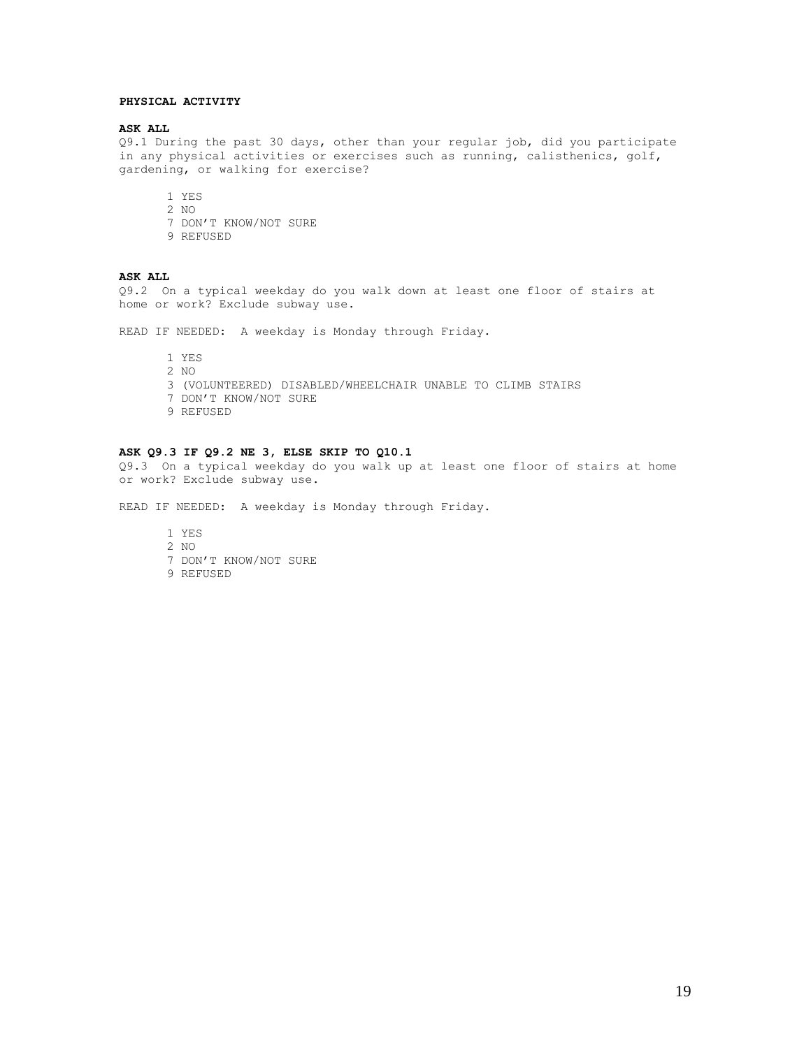**PHYSICAL ACTIVITY**

**ASK ALL**

Q9.1 During the past 30 days, other than your regular job, did you participate in any physical activities or exercises such as running, calisthenics, golf, gardening, or walking for exercise?

1 YES
2 NO
7 DON'T KNOW/NOT SURE
9 REFUSED

**ASK ALL**

Q9.2 On a typical weekday do you walk down at least one floor of stairs at home or work? Exclude subway use.

READ IF NEEDED: A weekday is Monday through Friday.

1 YES
2 NO
3 (VOLUNTEERED) DISABLED/WHEELCHAIR UNABLE TO CLIMB STAIRS
7 DON'T KNOW/NOT SURE
9 REFUSED

**ASK Q9.3 IF Q9.2 NE 3, ELSE SKIP TO Q10.1**

Q9.3 On a typical weekday do you walk up at least one floor of stairs at home or work? Exclude subway use.

READ IF NEEDED: A weekday is Monday through Friday.

1 YES
2 NO
7 DON'T KNOW/NOT SURE
9 REFUSED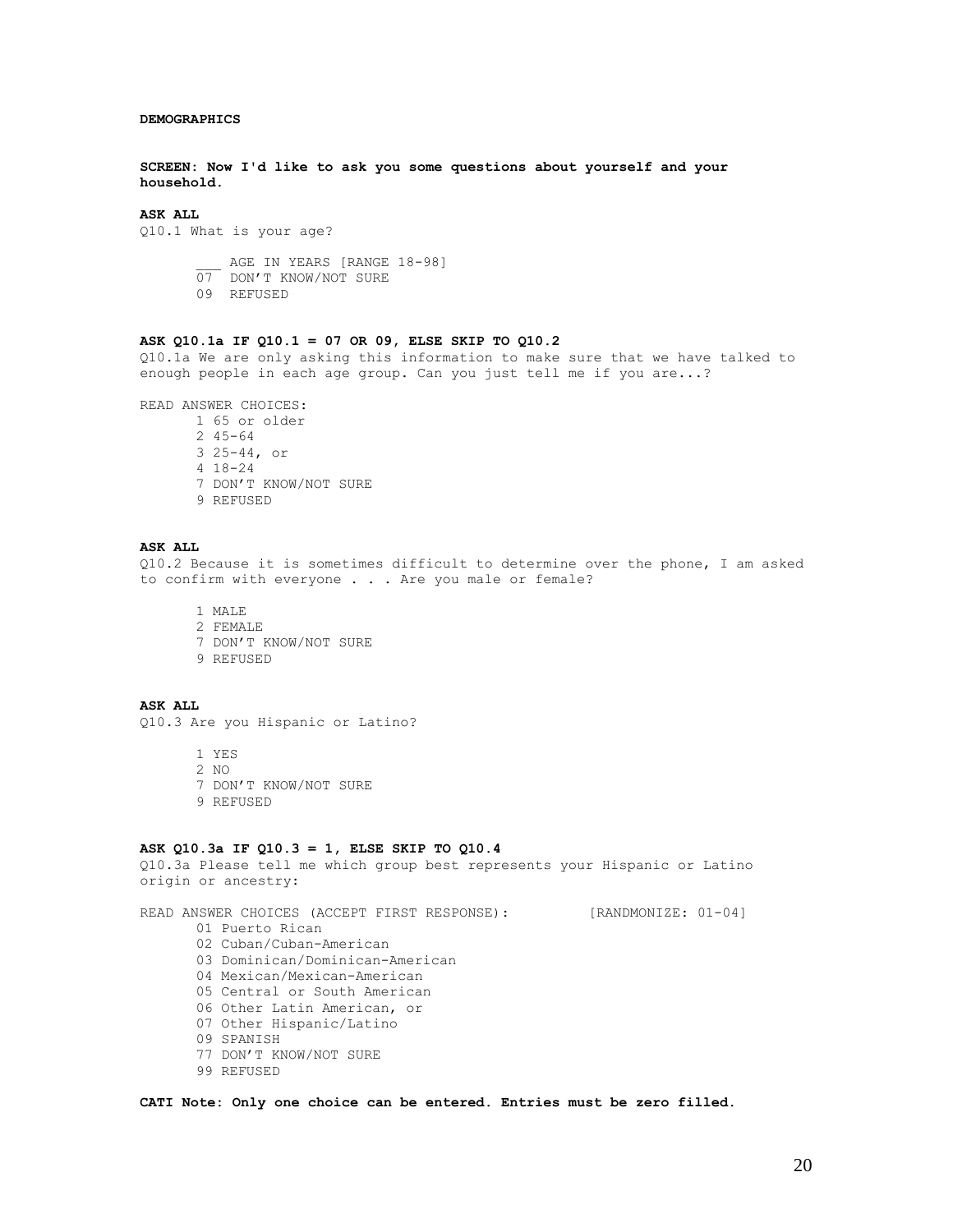**DEMOGRAPHICS**

**SCREEN: Now I'd like to ask you some questions about yourself and your household.**

**ASK ALL**

Q10.1 What is your age?

___ AGE IN YEARS [RANGE 18-98]
07 DON'T KNOW/NOT SURE
09 REFUSED

**ASK Q10.1a IF Q10.1 = 07 OR 09, ELSE SKIP TO Q10.2**

Q10.1a We are only asking this information to make sure that we have talked to enough people in each age group. Can you just tell me if you are...?

READ ANSWER CHOICES:
1 65 or older
2 45-64
3 25-44, or
4 18-24
7 DON'T KNOW/NOT SURE
9 REFUSED

**ASK ALL**

Q10.2 Because it is sometimes difficult to determine over the phone, I am asked to confirm with everyone . . . Are you male or female?

1 MALE
2 FEMALE
7 DON'T KNOW/NOT SURE
9 REFUSED

**ASK ALL**

Q10.3 Are you Hispanic or Latino?

1 YES
2 NO
7 DON'T KNOW/NOT SURE
9 REFUSED

**ASK Q10.3a IF Q10.3 = 1, ELSE SKIP TO Q10.4**

Q10.3a Please tell me which group best represents your Hispanic or Latino origin or ancestry:

READ ANSWER CHOICES (ACCEPT FIRST RESPONSE): [RANDMONIZE: 01-04]
01 Puerto Rican
02 Cuban/Cuban-American
03 Dominican/Dominican-American
04 Mexican/Mexican-American
05 Central or South American
06 Other Latin American, or
07 Other Hispanic/Latino
09 SPANISH
77 DON'T KNOW/NOT SURE
99 REFUSED

**CATI Note: Only one choice can be entered. Entries must be zero filled.**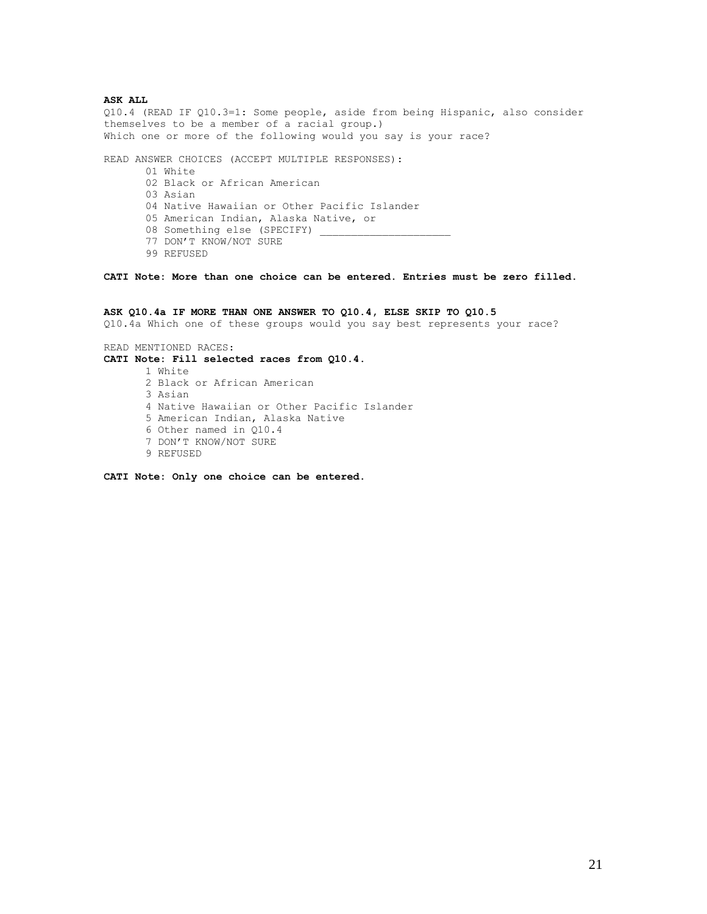**ASK ALL**

Q10.4 (READ IF Q10.3=1: Some people, aside from being Hispanic, also consider themselves to be a member of a racial group.)
Which one or more of the following would you say is your race?

READ ANSWER CHOICES (ACCEPT MULTIPLE RESPONSES):

- 01 White
- 02 Black or African American
- 03 Asian
- 04 Native Hawaiian or Other Pacific Islander
- 05 American Indian, Alaska Native, or
- 08 Something else (SPECIFY) ____________________
- 77 DON'T KNOW/NOT SURE
- 99 REFUSED

**CATI Note: More than one choice can be entered. Entries must be zero filled.**

**ASK Q10.4a IF MORE THAN ONE ANSWER TO Q10.4, ELSE SKIP TO Q10.5**

Q10.4a Which one of these groups would you say best represents your race?

READ MENTIONED RACES:

**CATI Note: Fill selected races from Q10.4.**

- 1 White
- 2 Black or African American
- 3 Asian
- 4 Native Hawaiian or Other Pacific Islander
- 5 American Indian, Alaska Native
- 6 Other named in Q10.4
- 7 DON'T KNOW/NOT SURE
- 9 REFUSED

**CATI Note: Only one choice can be entered.**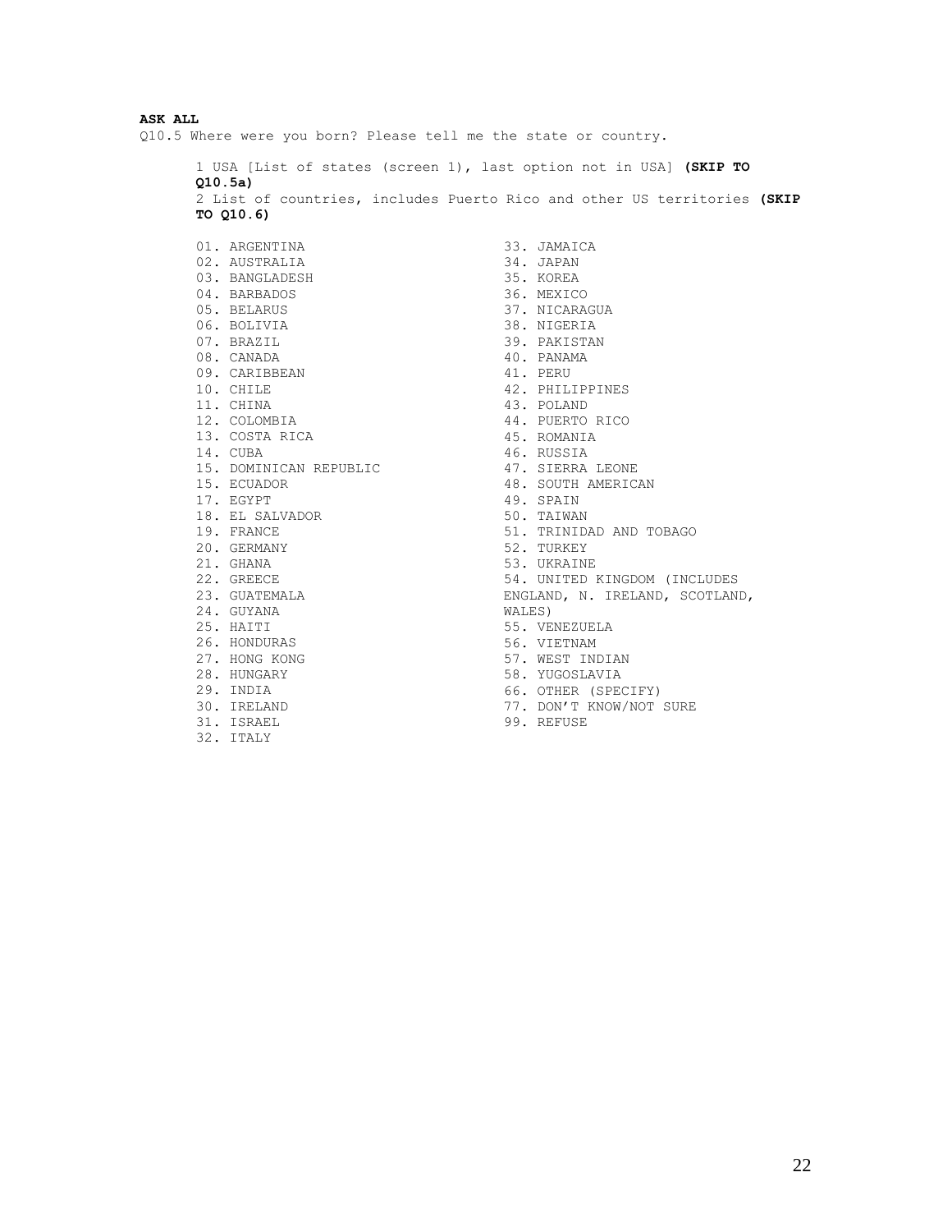**ASK ALL**

Q10.5 Where were you born? Please tell me the state or country.

1 USA [List of states (screen 1), last option not in USA] **(SKIP TO Q10.5a)**

2 List of countries, includes Puerto Rico and other US territories **(SKIP TO Q10.6)**

01. ARGENTINA
02. AUSTRALIA
03. BANGLADESH
04. BARBADOS
05. BELARUS
06. BOLIVIA
07. BRAZIL
08. CANADA
09. CARIBBEAN
10. CHILE
11. CHINA
12. COLOMBIA
13. COSTA RICA
14. CUBA
15. DOMINICAN REPUBLIC
15. ECUADOR
17. EGYPT
18. EL SALVADOR
19. FRANCE
20. GERMANY
21. GHANA
22. GREECE
23. GUATEMALA
24. GUYANA
25. HAITI
26. HONDURAS
27. HONG KONG
28. HUNGARY
29. INDIA
30. IRELAND
31. ISRAEL
32. ITALY
33. JAMAICA
34. JAPAN
35. KOREA
36. MEXICO
37. NICARAGUA
38. NIGERIA
39. PAKISTAN
40. PANAMA
41. PERU
42. PHILIPPINES
43. POLAND
44. PUERTO RICO
45. ROMANIA
46. RUSSIA
47. SIERRA LEONE
48. SOUTH AMERICAN
49. SPAIN
50. TAIWAN
51. TRINIDAD AND TOBAGO
52. TURKEY
53. UKRAINE
54. UNITED KINGDOM (INCLUDES ENGLAND, N. IRELAND, SCOTLAND, WALES)
55. VENEZUELA
56. VIETNAM
57. WEST INDIAN
58. YUGOSLAVIA
66. OTHER (SPECIFY)
77. DON'T KNOW/NOT SURE
99. REFUSE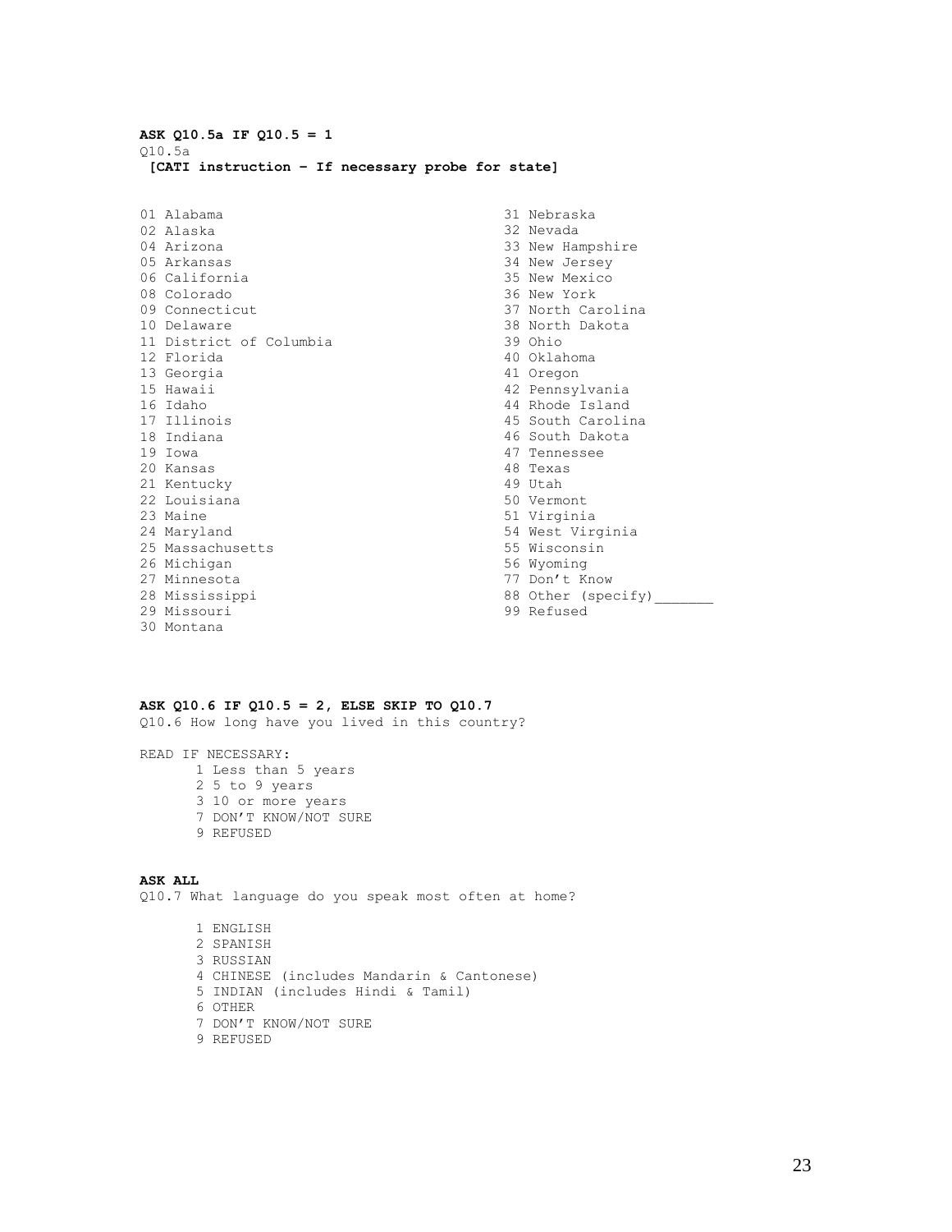**ASK Q10.5a IF Q10.5 = 1**

Q10.5a

**[CATI instruction – If necessary probe for state]**

01 Alabama
02 Alaska
04 Arizona
05 Arkansas
06 California
08 Colorado
09 Connecticut
10 Delaware
11 District of Columbia
12 Florida
13 Georgia
15 Hawaii
16 Idaho
17 Illinois
18 Indiana
19 Iowa
20 Kansas
21 Kentucky
22 Louisiana
23 Maine
24 Maryland
25 Massachusetts
26 Michigan
27 Minnesota
28 Mississippi
29 Missouri
30 Montana
31 Nebraska
32 Nevada
33 New Hampshire
34 New Jersey
35 New Mexico
36 New York
37 North Carolina
38 North Dakota
39 Ohio
40 Oklahoma
41 Oregon
42 Pennsylvania
44 Rhode Island
45 South Carolina
46 South Dakota
47 Tennessee
48 Texas
49 Utah
50 Vermont
51 Virginia
54 West Virginia
55 Wisconsin
56 Wyoming
77 Don't Know
88 Other (specify)_______
99 Refused

**ASK Q10.6 IF Q10.5 = 2, ELSE SKIP TO Q10.7**

Q10.6 How long have you lived in this country?

READ IF NECESSARY:

1 Less than 5 years
2 5 to 9 years
3 10 or more years
7 DON'T KNOW/NOT SURE
9 REFUSED

**ASK ALL**

Q10.7 What language do you speak most often at home?

1 ENGLISH
2 SPANISH
3 RUSSIAN
4 CHINESE (includes Mandarin & Cantonese)
5 INDIAN (includes Hindi & Tamil)
6 OTHER
7 DON'T KNOW/NOT SURE
9 REFUSED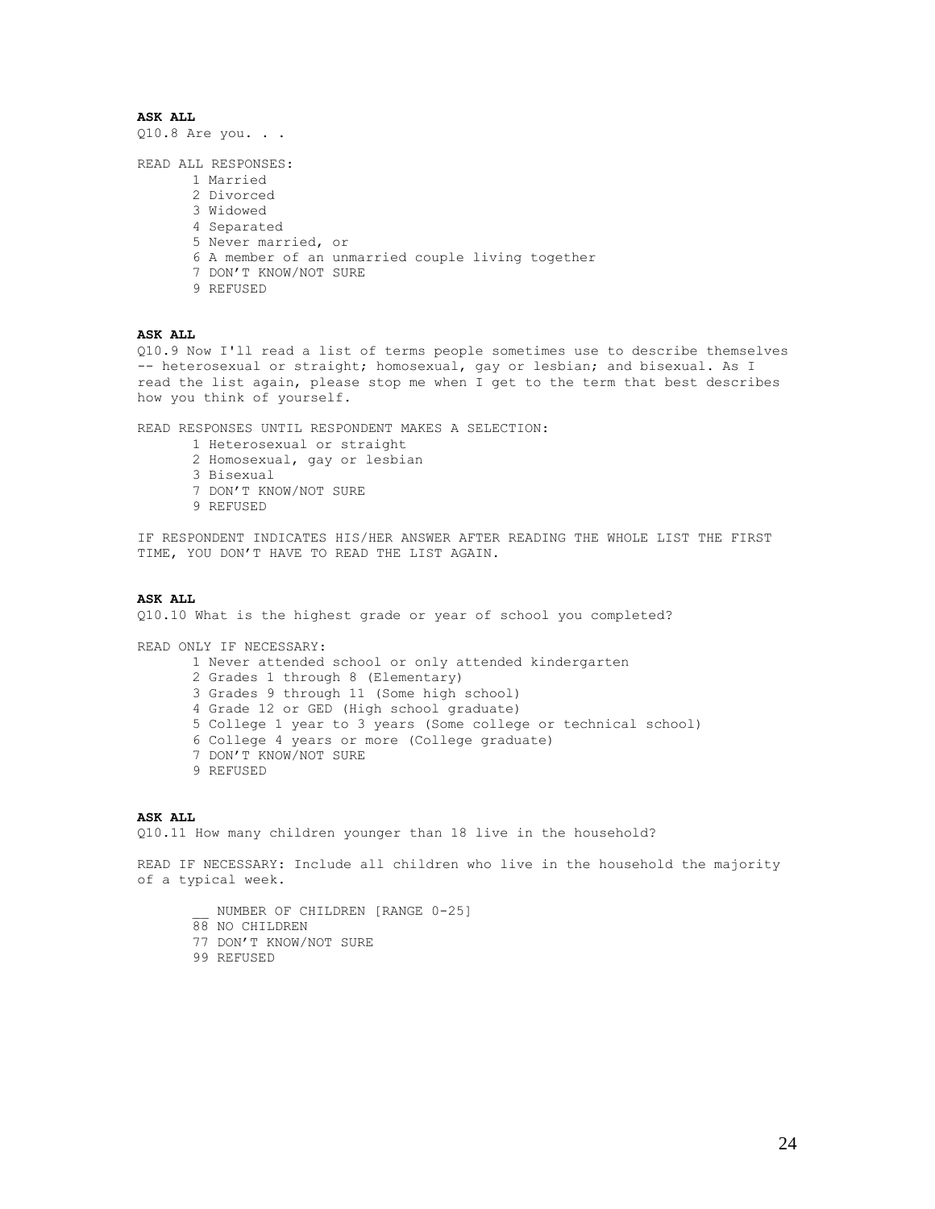**ASK ALL**

Q10.8 Are you. . .

READ ALL RESPONSES:

1 Married
2 Divorced
3 Widowed
4 Separated
5 Never married, or
6 A member of an unmarried couple living together
7 DON'T KNOW/NOT SURE
9 REFUSED

**ASK ALL**

Q10.9 Now I'll read a list of terms people sometimes use to describe themselves -- heterosexual or straight; homosexual, gay or lesbian; and bisexual. As I read the list again, please stop me when I get to the term that best describes how you think of yourself.

READ RESPONSES UNTIL RESPONDENT MAKES A SELECTION:

1 Heterosexual or straight
2 Homosexual, gay or lesbian
3 Bisexual
7 DON'T KNOW/NOT SURE
9 REFUSED

IF RESPONDENT INDICATES HIS/HER ANSWER AFTER READING THE WHOLE LIST THE FIRST TIME, YOU DON'T HAVE TO READ THE LIST AGAIN.

**ASK ALL**

Q10.10 What is the highest grade or year of school you completed?

READ ONLY IF NECESSARY:

1 Never attended school or only attended kindergarten
2 Grades 1 through 8 (Elementary)
3 Grades 9 through 11 (Some high school)
4 Grade 12 or GED (High school graduate)
5 College 1 year to 3 years (Some college or technical school)
6 College 4 years or more (College graduate)
7 DON'T KNOW/NOT SURE
9 REFUSED

**ASK ALL**

Q10.11 How many children younger than 18 live in the household?

READ IF NECESSARY: Include all children who live in the household the majority of a typical week.

__ NUMBER OF CHILDREN [RANGE 0-25]
88 NO CHILDREN
77 DON'T KNOW/NOT SURE
99 REFUSED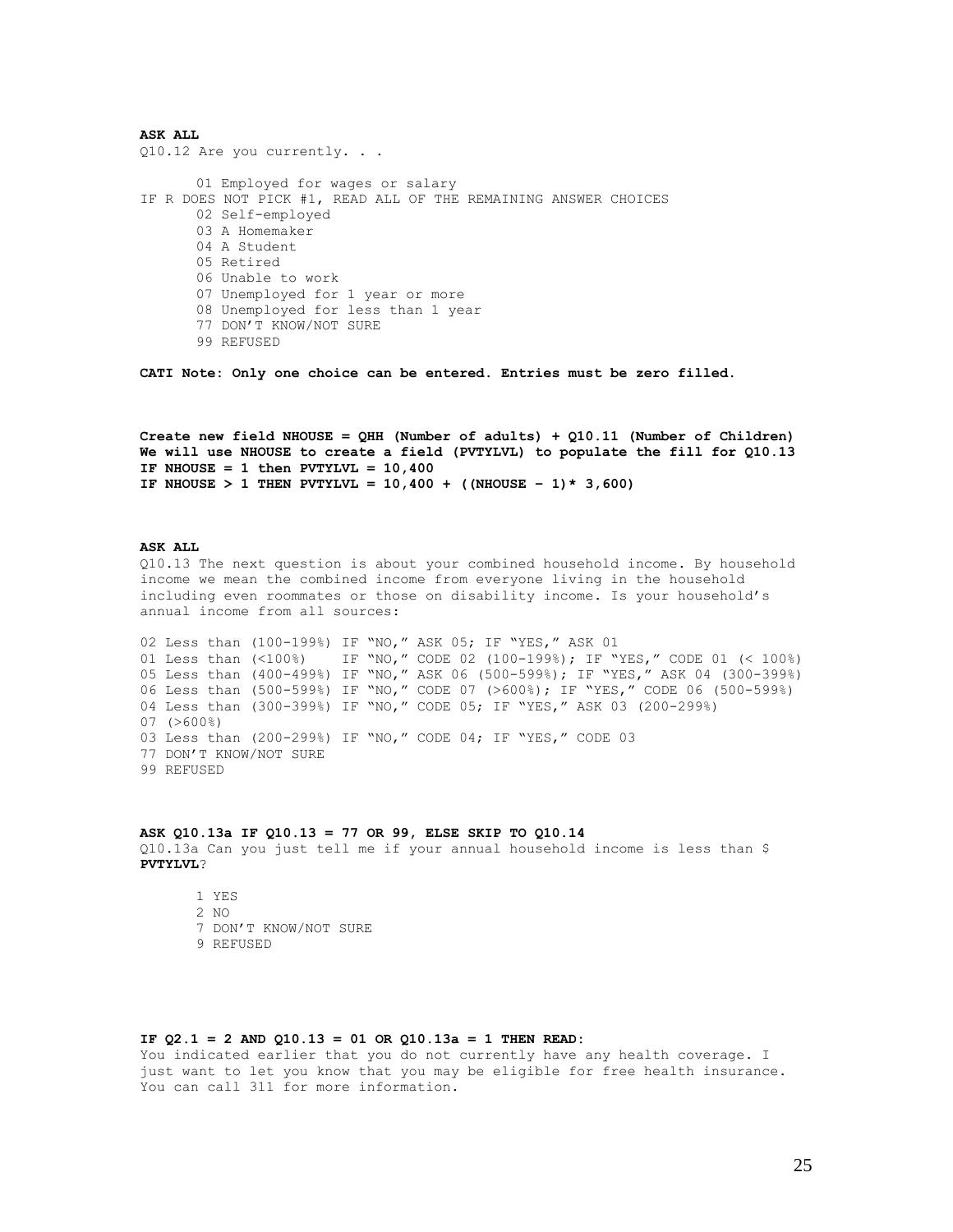**ASK ALL**

Q10.12 Are you currently. . .

01 Employed for wages or salary

IF R DOES NOT PICK #1, READ ALL OF THE REMAINING ANSWER CHOICES

02 Self-employed
03 A Homemaker
04 A Student
05 Retired
06 Unable to work
07 Unemployed for 1 year or more
08 Unemployed for less than 1 year
77 DON'T KNOW/NOT SURE
99 REFUSED

**CATI Note: Only one choice can be entered. Entries must be zero filled.**

**Create new field NHOUSE = QHH (Number of adults) + Q10.11 (Number of Children)**
**We will use NHOUSE to create a field (PVTYLVL) to populate the fill for Q10.13**
**IF NHOUSE = 1 then PVTYLVL = 10,400**
**IF NHOUSE > 1 THEN PVTYLVL = 10,400 + ((NHOUSE – 1)* 3,600)**

**ASK ALL**

Q10.13 The next question is about your combined household income. By household income we mean the combined income from everyone living in the household including even roommates or those on disability income. Is your household's annual income from all sources:

02 Less than (100-199%) IF "NO," ASK 05; IF "YES," ASK 01
01 Less than (<100%) IF "NO," CODE 02 (100-199%); IF "YES," CODE 01 (< 100%)
05 Less than (400-499%) IF "NO," ASK 06 (500-599%); IF "YES," ASK 04 (300-399%)
06 Less than (500-599%) IF "NO," CODE 07 (>600%); IF "YES," CODE 06 (500-599%)
04 Less than (300-399%) IF "NO," CODE 05; IF "YES," ASK 03 (200-299%)
07 (>600%)
03 Less than (200-299%) IF "NO," CODE 04; IF "YES," CODE 03
77 DON'T KNOW/NOT SURE
99 REFUSED

**ASK Q10.13a IF Q10.13 = 77 OR 99, ELSE SKIP TO Q10.14**

Q10.13a Can you just tell me if your annual household income is less than $ **PVTYLVL**?

1 YES
2 NO
7 DON'T KNOW/NOT SURE
9 REFUSED

**IF Q2.1 = 2 AND Q10.13 = 01 OR Q10.13a = 1 THEN READ:**

You indicated earlier that you do not currently have any health coverage. I just want to let you know that you may be eligible for free health insurance. You can call 311 for more information.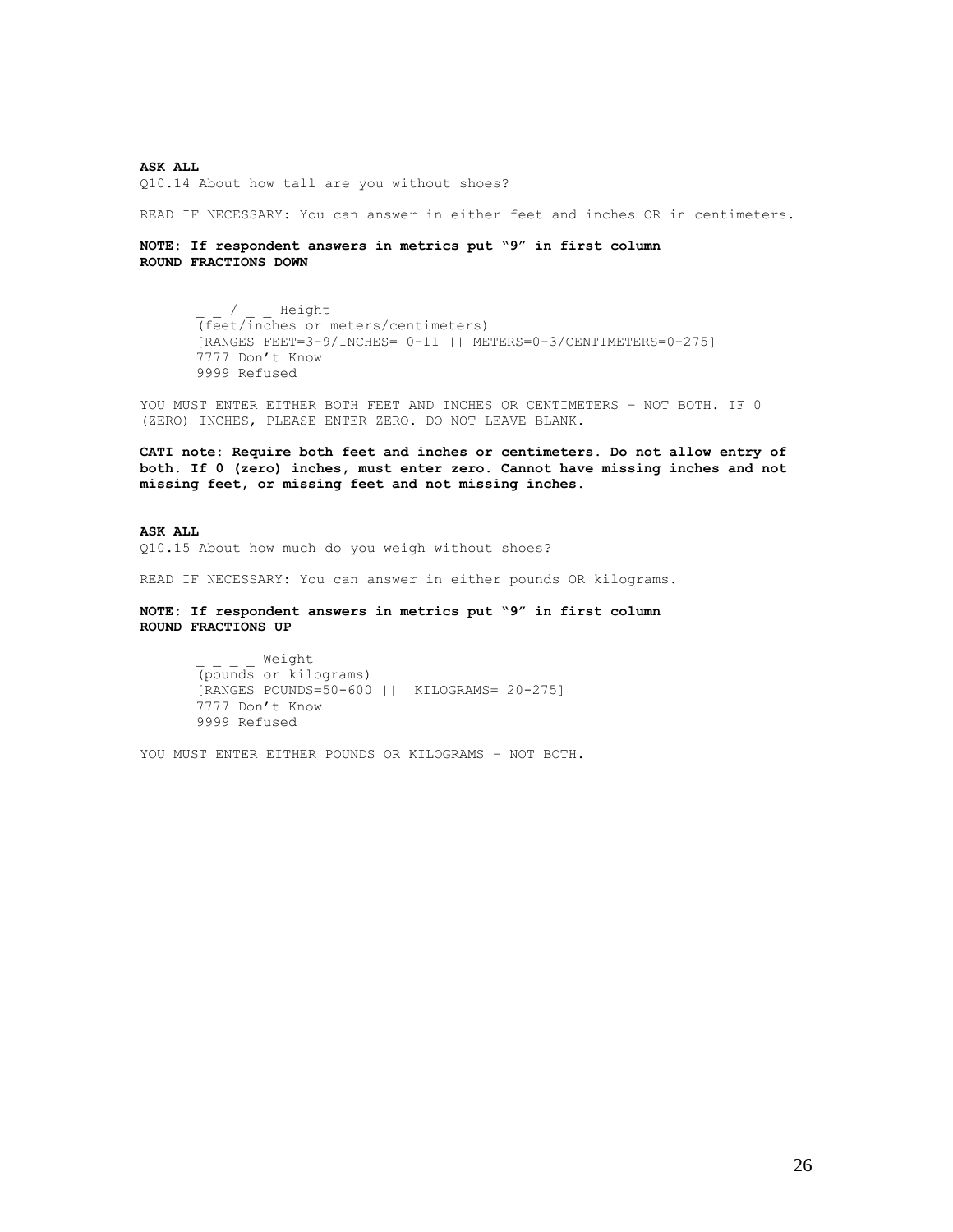**ASK ALL**
Q10.14 About how tall are you without shoes?

READ IF NECESSARY: You can answer in either feet and inches OR in centimeters.

**NOTE: If respondent answers in metrics put "9" in first column**
**ROUND FRACTIONS DOWN**

_ _ / _ _ Height
(feet/inches or meters/centimeters)
[RANGES FEET=3-9/INCHES= 0-11 || METERS=0-3/CENTIMETERS=0-275]
7777 Don't Know
9999 Refused

YOU MUST ENTER EITHER BOTH FEET AND INCHES OR CENTIMETERS – NOT BOTH. IF 0 (ZERO) INCHES, PLEASE ENTER ZERO. DO NOT LEAVE BLANK.

**CATI note: Require both feet and inches or centimeters. Do not allow entry of both. If 0 (zero) inches, must enter zero. Cannot have missing inches and not missing feet, or missing feet and not missing inches.**

**ASK ALL**
Q10.15 About how much do you weigh without shoes?

READ IF NECESSARY: You can answer in either pounds OR kilograms.

**NOTE: If respondent answers in metrics put "9" in first column**
**ROUND FRACTIONS UP**

_ _ _ _ Weight
(pounds or kilograms)
[RANGES POUNDS=50-600 || KILOGRAMS= 20-275]
7777 Don't Know
9999 Refused

YOU MUST ENTER EITHER POUNDS OR KILOGRAMS – NOT BOTH.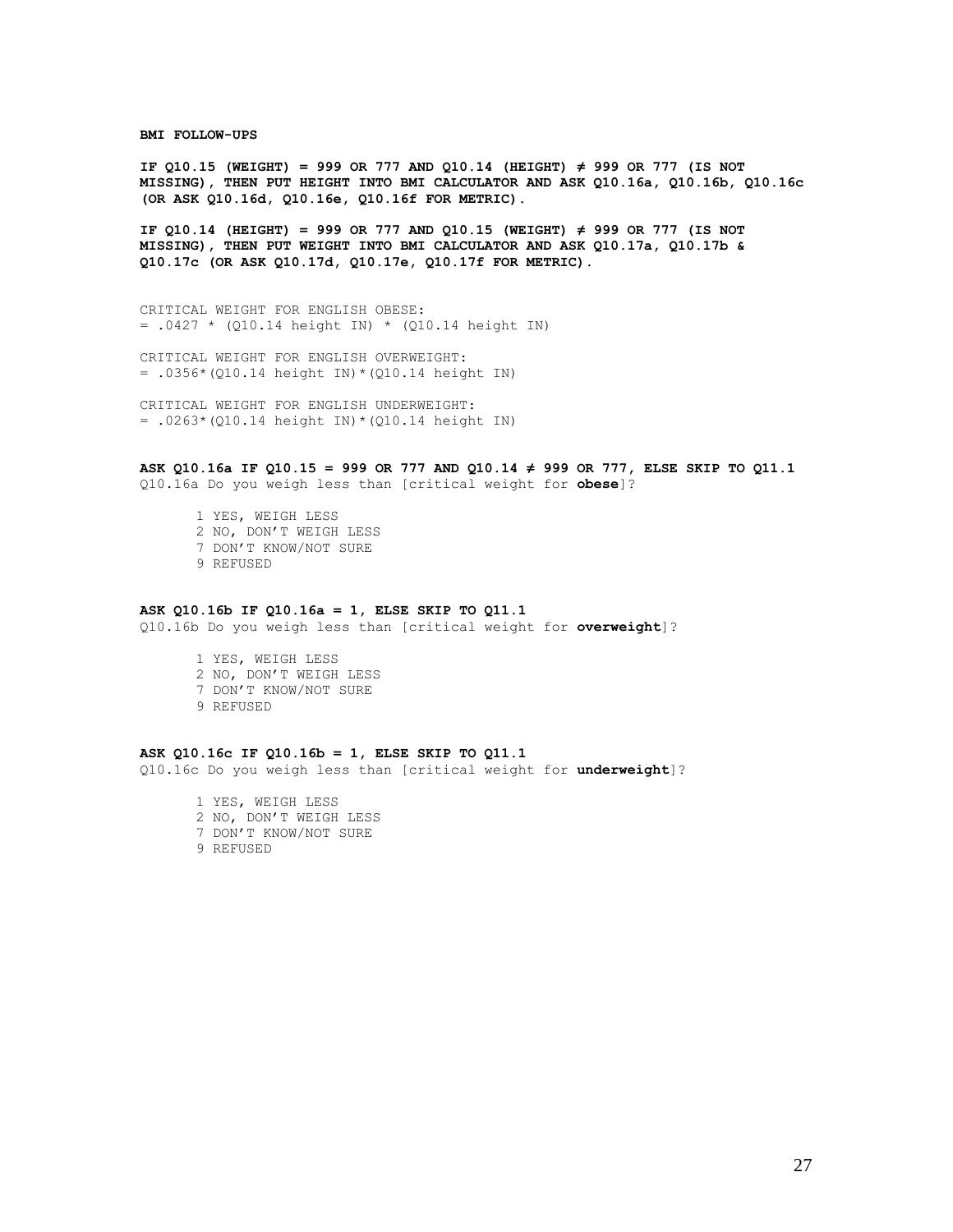**BMI FOLLOW-UPS**

**IF Q10.15 (WEIGHT) = 999 OR 777 AND Q10.14 (HEIGHT) ≠ 999 OR 777 (IS NOT MISSING), THEN PUT HEIGHT INTO BMI CALCULATOR AND ASK Q10.16a, Q10.16b, Q10.16c (OR ASK Q10.16d, Q10.16e, Q10.16f FOR METRIC).**

**IF Q10.14 (HEIGHT) = 999 OR 777 AND Q10.15 (WEIGHT) ≠ 999 OR 777 (IS NOT MISSING), THEN PUT WEIGHT INTO BMI CALCULATOR AND ASK Q10.17a, Q10.17b & Q10.17c (OR ASK Q10.17d, Q10.17e, Q10.17f FOR METRIC).**

CRITICAL WEIGHT FOR ENGLISH OBESE:
= .0427 * (Q10.14 height IN) * (Q10.14 height IN)

CRITICAL WEIGHT FOR ENGLISH OVERWEIGHT:
= .0356*(Q10.14 height IN)*(Q10.14 height IN)

CRITICAL WEIGHT FOR ENGLISH UNDERWEIGHT:
= .0263*(Q10.14 height IN)*(Q10.14 height IN)

**ASK Q10.16a IF Q10.15 = 999 OR 777 AND Q10.14 ≠ 999 OR 777, ELSE SKIP TO Q11.1**
Q10.16a Do you weigh less than [critical weight for **obese**]?

1 YES, WEIGH LESS
2 NO, DON'T WEIGH LESS
7 DON'T KNOW/NOT SURE
9 REFUSED

**ASK Q10.16b IF Q10.16a = 1, ELSE SKIP TO Q11.1**
Q10.16b Do you weigh less than [critical weight for **overweight**]?

1 YES, WEIGH LESS
2 NO, DON'T WEIGH LESS
7 DON'T KNOW/NOT SURE
9 REFUSED

**ASK Q10.16c IF Q10.16b = 1, ELSE SKIP TO Q11.1**
Q10.16c Do you weigh less than [critical weight for **underweight**]?

1 YES, WEIGH LESS
2 NO, DON'T WEIGH LESS
7 DON'T KNOW/NOT SURE
9 REFUSED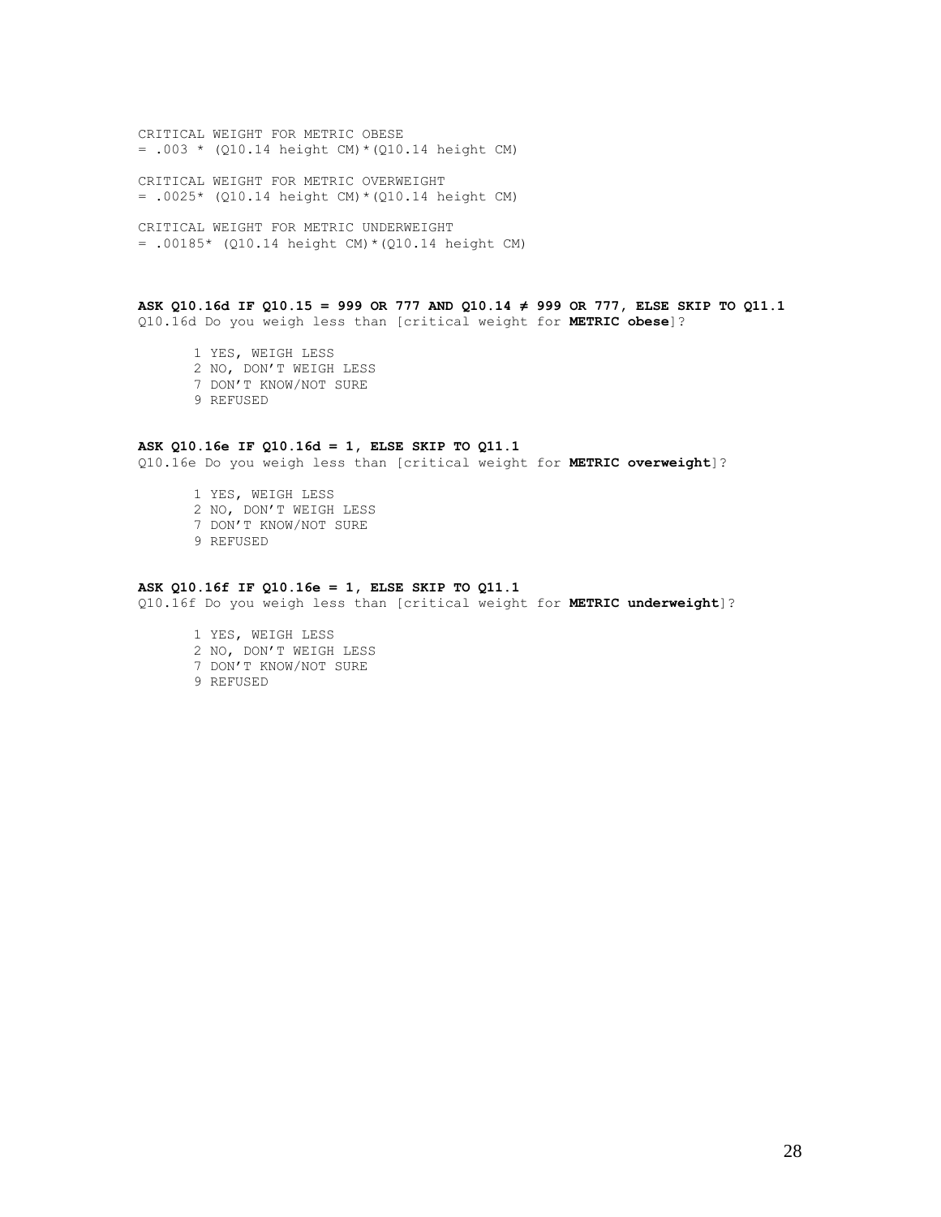CRITICAL WEIGHT FOR METRIC OBESE
= .003 * (Q10.14 height CM)*(Q10.14 height CM)

CRITICAL WEIGHT FOR METRIC OVERWEIGHT
= .0025* (Q10.14 height CM)*(Q10.14 height CM)

CRITICAL WEIGHT FOR METRIC UNDERWEIGHT
= .00185* (Q10.14 height CM)*(Q10.14 height CM)

**ASK Q10.16d IF Q10.15 = 999 OR 777 AND Q10.14 ≠ 999 OR 777, ELSE SKIP TO Q11.1**
Q10.16d Do you weigh less than [critical weight for **METRIC obese**]?

1 YES, WEIGH LESS
2 NO, DON'T WEIGH LESS
7 DON'T KNOW/NOT SURE
9 REFUSED

**ASK Q10.16e IF Q10.16d = 1, ELSE SKIP TO Q11.1**
Q10.16e Do you weigh less than [critical weight for **METRIC overweight**]?

1 YES, WEIGH LESS
2 NO, DON'T WEIGH LESS
7 DON'T KNOW/NOT SURE
9 REFUSED

**ASK Q10.16f IF Q10.16e = 1, ELSE SKIP TO Q11.1**
Q10.16f Do you weigh less than [critical weight for **METRIC underweight**]?

1 YES, WEIGH LESS
2 NO, DON'T WEIGH LESS
7 DON'T KNOW/NOT SURE
9 REFUSED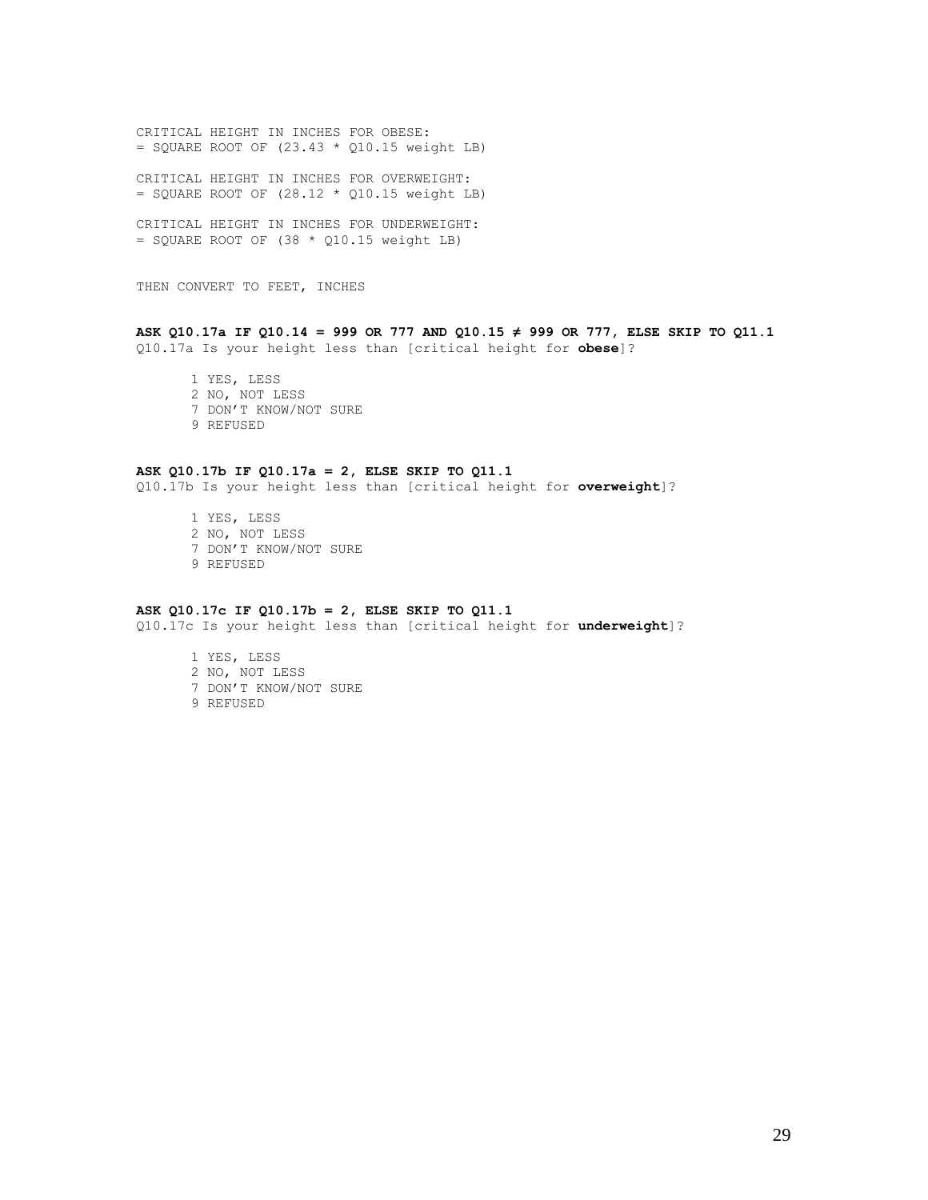CRITICAL HEIGHT IN INCHES FOR OBESE:
= SQUARE ROOT OF (23.43 * Q10.15 weight LB)

CRITICAL HEIGHT IN INCHES FOR OVERWEIGHT:
= SQUARE ROOT OF (28.12 * Q10.15 weight LB)

CRITICAL HEIGHT IN INCHES FOR UNDERWEIGHT:
= SQUARE ROOT OF (38 * Q10.15 weight LB)

THEN CONVERT TO FEET, INCHES

**ASK Q10.17a IF Q10.14 = 999 OR 777 AND Q10.15 ≠ 999 OR 777, ELSE SKIP TO Q11.1**
Q10.17a Is your height less than [critical height for **obese**]?

1 YES, LESS
2 NO, NOT LESS
7 DON'T KNOW/NOT SURE
9 REFUSED

**ASK Q10.17b IF Q10.17a = 2, ELSE SKIP TO Q11.1**
Q10.17b Is your height less than [critical height for **overweight**]?

1 YES, LESS
2 NO, NOT LESS
7 DON'T KNOW/NOT SURE
9 REFUSED

**ASK Q10.17c IF Q10.17b = 2, ELSE SKIP TO Q11.1**
Q10.17c Is your height less than [critical height for **underweight**]?

1 YES, LESS
2 NO, NOT LESS
7 DON'T KNOW/NOT SURE
9 REFUSED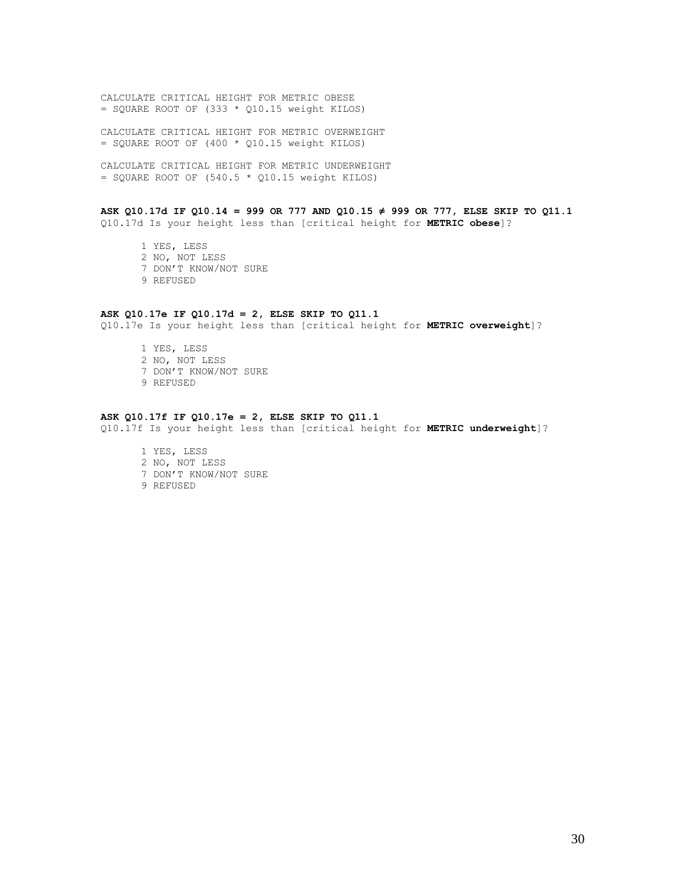CALCULATE CRITICAL HEIGHT FOR METRIC OBESE
= SQUARE ROOT OF (333 * Q10.15 weight KILOS)

CALCULATE CRITICAL HEIGHT FOR METRIC OVERWEIGHT
= SQUARE ROOT OF (400 * Q10.15 weight KILOS)

CALCULATE CRITICAL HEIGHT FOR METRIC UNDERWEIGHT
= SQUARE ROOT OF (540.5 * Q10.15 weight KILOS)

**ASK Q10.17d IF Q10.14 = 999 OR 777 AND Q10.15 ≠ 999 OR 777, ELSE SKIP TO Q11.1**
Q10.17d Is your height less than [critical height for **METRIC obese**]?

1 YES, LESS
2 NO, NOT LESS
7 DON'T KNOW/NOT SURE
9 REFUSED

**ASK Q10.17e IF Q10.17d = 2, ELSE SKIP TO Q11.1**
Q10.17e Is your height less than [critical height for **METRIC overweight**]?

1 YES, LESS
2 NO, NOT LESS
7 DON'T KNOW/NOT SURE
9 REFUSED

**ASK Q10.17f IF Q10.17e = 2, ELSE SKIP TO Q11.1**
Q10.17f Is your height less than [critical height for **METRIC underweight**]?

1 YES, LESS
2 NO, NOT LESS
7 DON'T KNOW/NOT SURE
9 REFUSED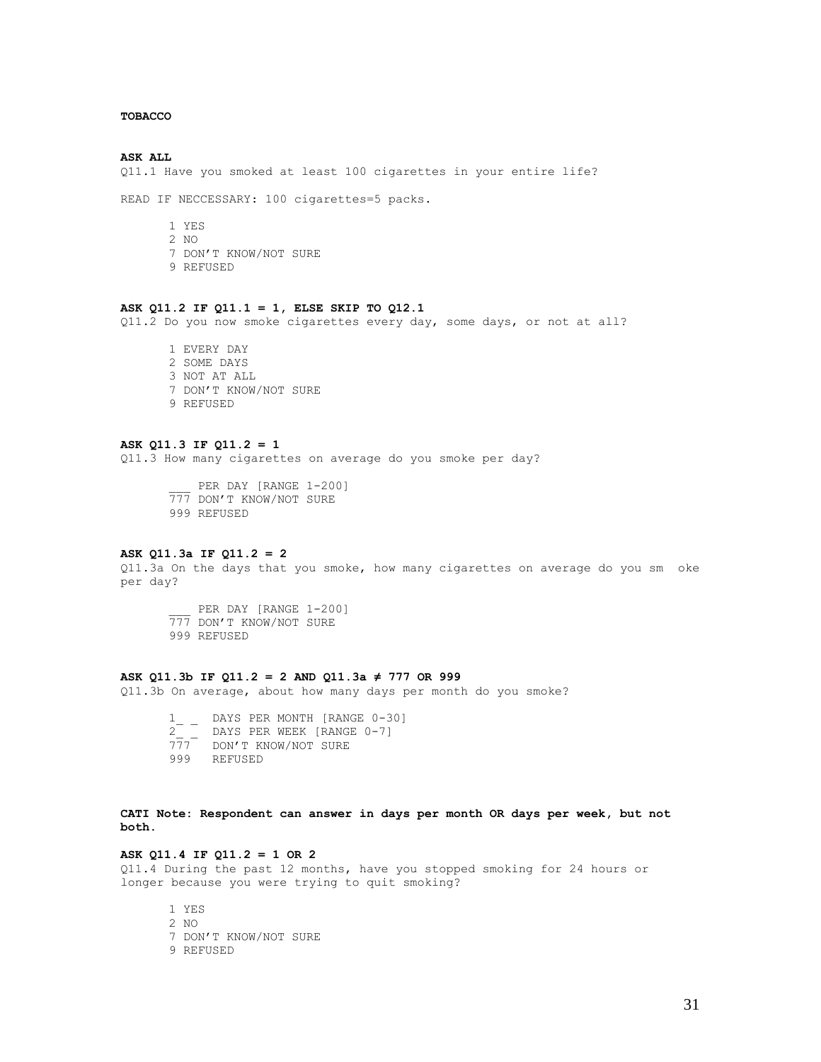**TOBACCO**

**ASK ALL**

Q11.1 Have you smoked at least 100 cigarettes in your entire life?

READ IF NECCESSARY: 100 cigarettes=5 packs.

1 YES
2 NO
7 DON'T KNOW/NOT SURE
9 REFUSED

**ASK Q11.2 IF Q11.1 = 1, ELSE SKIP TO Q12.1**

Q11.2 Do you now smoke cigarettes every day, some days, or not at all?

1 EVERY DAY
2 SOME DAYS
3 NOT AT ALL
7 DON'T KNOW/NOT SURE
9 REFUSED

**ASK Q11.3 IF Q11.2 = 1**

Q11.3 How many cigarettes on average do you smoke per day?

___ PER DAY [RANGE 1-200]
777 DON'T KNOW/NOT SURE
999 REFUSED

**ASK Q11.3a IF Q11.2 = 2**

Q11.3a On the days that you smoke, how many cigarettes on average do you sm oke per day?

___ PER DAY [RANGE 1-200]
777 DON'T KNOW/NOT SURE
999 REFUSED

**ASK Q11.3b IF Q11.2 = 2 AND Q11.3a ≠ 777 OR 999**

Q11.3b On average, about how many days per month do you smoke?

1_ _ DAYS PER MONTH [RANGE 0-30]
2_ _ DAYS PER WEEK [RANGE 0-7]
777 DON'T KNOW/NOT SURE
999 REFUSED

**CATI Note: Respondent can answer in days per month OR days per week, but not both.**

**ASK Q11.4 IF Q11.2 = 1 OR 2**

Q11.4 During the past 12 months, have you stopped smoking for 24 hours or longer because you were trying to quit smoking?

1 YES
2 NO
7 DON'T KNOW/NOT SURE
9 REFUSED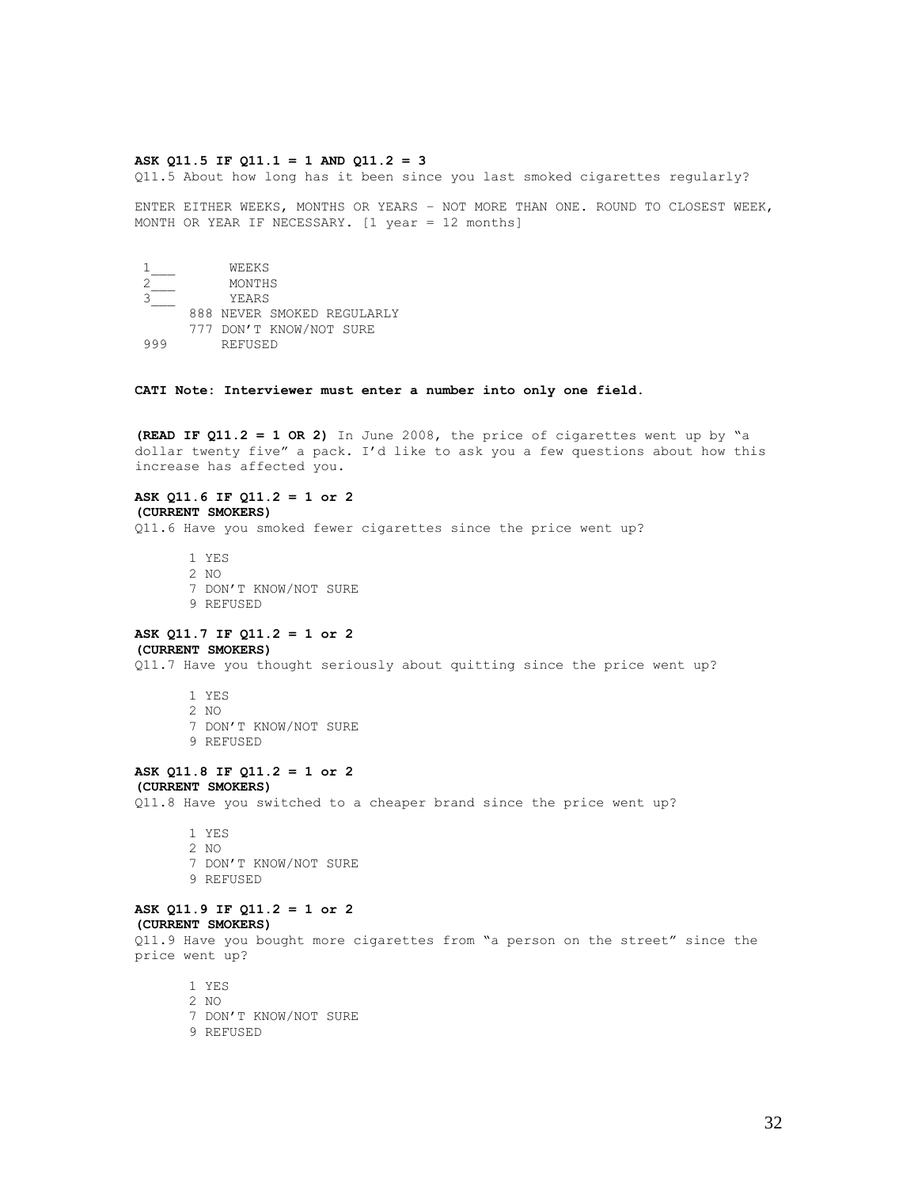**ASK Q11.5 IF Q11.1 = 1 AND Q11.2 = 3**

Q11.5 About how long has it been since you last smoked cigarettes regularly?

ENTER EITHER WEEKS, MONTHS OR YEARS – NOT MORE THAN ONE. ROUND TO CLOSEST WEEK, MONTH OR YEAR IF NECESSARY. [1 year = 12 months]

1___ WEEKS
2___ MONTHS
3___ YEARS
888 NEVER SMOKED REGULARLY
777 DON'T KNOW/NOT SURE
999 REFUSED

**CATI Note: Interviewer must enter a number into only one field.**

**(READ IF Q11.2 = 1 OR 2)** In June 2008, the price of cigarettes went up by "a dollar twenty five" a pack. I'd like to ask you a few questions about how this increase has affected you.

**ASK Q11.6 IF Q11.2 = 1 or 2**
**(CURRENT SMOKERS)**

Q11.6 Have you smoked fewer cigarettes since the price went up?

1 YES
2 NO
7 DON'T KNOW/NOT SURE
9 REFUSED

**ASK Q11.7 IF Q11.2 = 1 or 2**
**(CURRENT SMOKERS)**

Q11.7 Have you thought seriously about quitting since the price went up?

1 YES
2 NO
7 DON'T KNOW/NOT SURE
9 REFUSED

**ASK Q11.8 IF Q11.2 = 1 or 2**
**(CURRENT SMOKERS)**

Q11.8 Have you switched to a cheaper brand since the price went up?

1 YES
2 NO
7 DON'T KNOW/NOT SURE
9 REFUSED

**ASK Q11.9 IF Q11.2 = 1 or 2**
**(CURRENT SMOKERS)**

Q11.9 Have you bought more cigarettes from "a person on the street" since the price went up?

1 YES
2 NO
7 DON'T KNOW/NOT SURE
9 REFUSED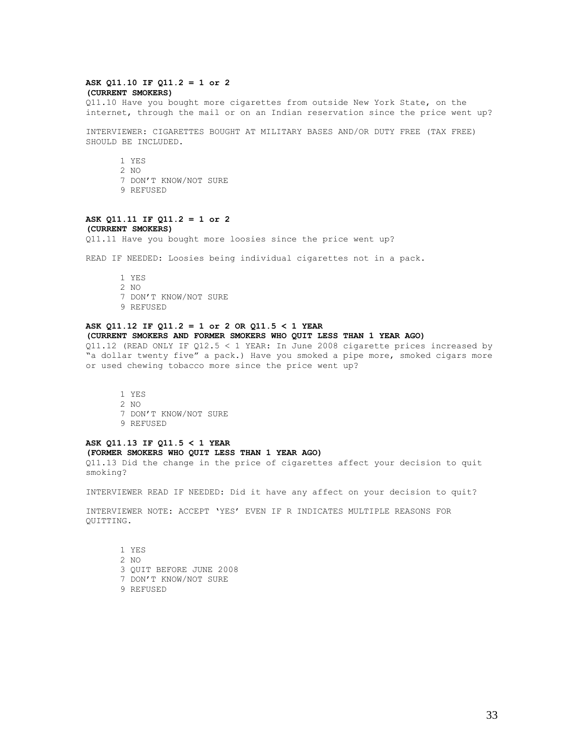**ASK Q11.10 IF Q11.2 = 1 or 2**
**(CURRENT SMOKERS)**

Q11.10 Have you bought more cigarettes from outside New York State, on the internet, through the mail or on an Indian reservation since the price went up?

INTERVIEWER: CIGARETTES BOUGHT AT MILITARY BASES AND/OR DUTY FREE (TAX FREE) SHOULD BE INCLUDED.

1 YES
2 NO
7 DON'T KNOW/NOT SURE
9 REFUSED

**ASK Q11.11 IF Q11.2 = 1 or 2**
**(CURRENT SMOKERS)**

Q11.11 Have you bought more loosies since the price went up?

READ IF NEEDED: Loosies being individual cigarettes not in a pack.

1 YES
2 NO
7 DON'T KNOW/NOT SURE
9 REFUSED

**ASK Q11.12 IF Q11.2 = 1 or 2 OR Q11.5 < 1 YEAR**
**(CURRENT SMOKERS AND FORMER SMOKERS WHO QUIT LESS THAN 1 YEAR AGO)**

Q11.12 (READ ONLY IF Q12.5 < 1 YEAR: In June 2008 cigarette prices increased by "a dollar twenty five" a pack.) Have you smoked a pipe more, smoked cigars more or used chewing tobacco more since the price went up?

1 YES
2 NO
7 DON'T KNOW/NOT SURE
9 REFUSED

**ASK Q11.13 IF Q11.5 < 1 YEAR**
**(FORMER SMOKERS WHO QUIT LESS THAN 1 YEAR AGO)**

Q11.13 Did the change in the price of cigarettes affect your decision to quit smoking?

INTERVIEWER READ IF NEEDED: Did it have any affect on your decision to quit?

INTERVIEWER NOTE: ACCEPT 'YES' EVEN IF R INDICATES MULTIPLE REASONS FOR QUITTING.

1 YES
2 NO
3 QUIT BEFORE JUNE 2008
7 DON'T KNOW/NOT SURE
9 REFUSED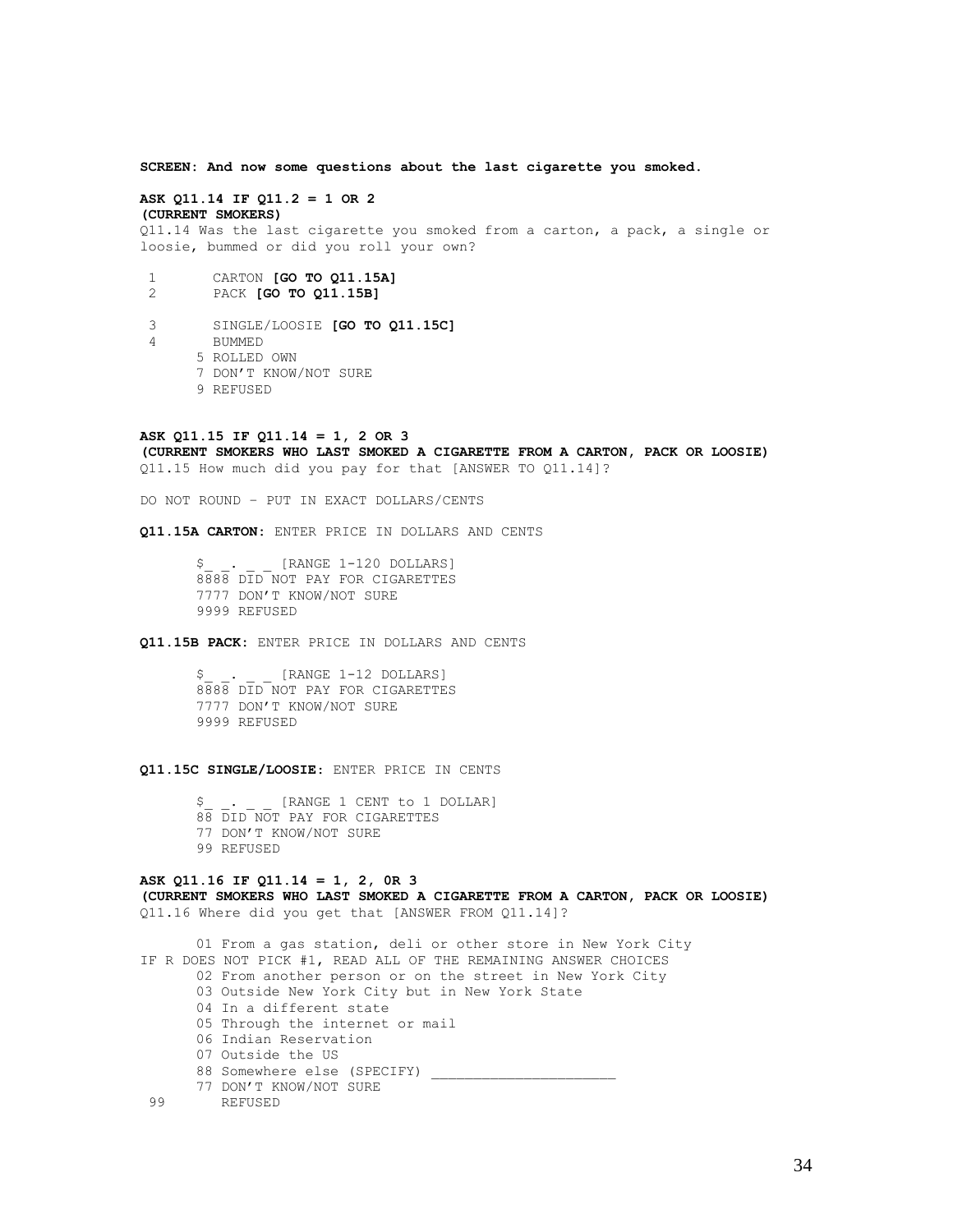**SCREEN: And now some questions about the last cigarette you smoked.**

**ASK Q11.14 IF Q11.2 = 1 OR 2**
**(CURRENT SMOKERS)**
Q11.14 Was the last cigarette you smoked from a carton, a pack, a single or loosie, bummed or did you roll your own?

1 CARTON **[GO TO Q11.15A]**
2 PACK **[GO TO Q11.15B]**

3 SINGLE/LOOSIE **[GO TO Q11.15C]**
4 BUMMED
5 ROLLED OWN
7 DON'T KNOW/NOT SURE
9 REFUSED

**ASK Q11.15 IF Q11.14 = 1, 2 OR 3**
**(CURRENT SMOKERS WHO LAST SMOKED A CIGARETTE FROM A CARTON, PACK OR LOOSIE)**
Q11.15 How much did you pay for that [ANSWER TO Q11.14]?

DO NOT ROUND – PUT IN EXACT DOLLARS/CENTS

**Q11.15A CARTON:** ENTER PRICE IN DOLLARS AND CENTS

$_ _. _ _ [RANGE 1-120 DOLLARS]
8888 DID NOT PAY FOR CIGARETTES
7777 DON'T KNOW/NOT SURE
9999 REFUSED

**Q11.15B PACK:** ENTER PRICE IN DOLLARS AND CENTS

$_ _. _ _ [RANGE 1-12 DOLLARS]
8888 DID NOT PAY FOR CIGARETTES
7777 DON'T KNOW/NOT SURE
9999 REFUSED

**Q11.15C SINGLE/LOOSIE:** ENTER PRICE IN CENTS

$_ _. _ _ [RANGE 1 CENT to 1 DOLLAR]
88 DID NOT PAY FOR CIGARETTES
77 DON'T KNOW/NOT SURE
99 REFUSED

**ASK Q11.16 IF Q11.14 = 1, 2, 0R 3**
**(CURRENT SMOKERS WHO LAST SMOKED A CIGARETTE FROM A CARTON, PACK OR LOOSIE)**
Q11.16 Where did you get that [ANSWER FROM Q11.14]?

01 From a gas station, deli or other store in New York City
IF R DOES NOT PICK #1, READ ALL OF THE REMAINING ANSWER CHOICES
02 From another person or on the street in New York City
03 Outside New York City but in New York State
04 In a different state
05 Through the internet or mail
06 Indian Reservation
07 Outside the US
88 Somewhere else (SPECIFY) ______________________
77 DON'T KNOW/NOT SURE
99 REFUSED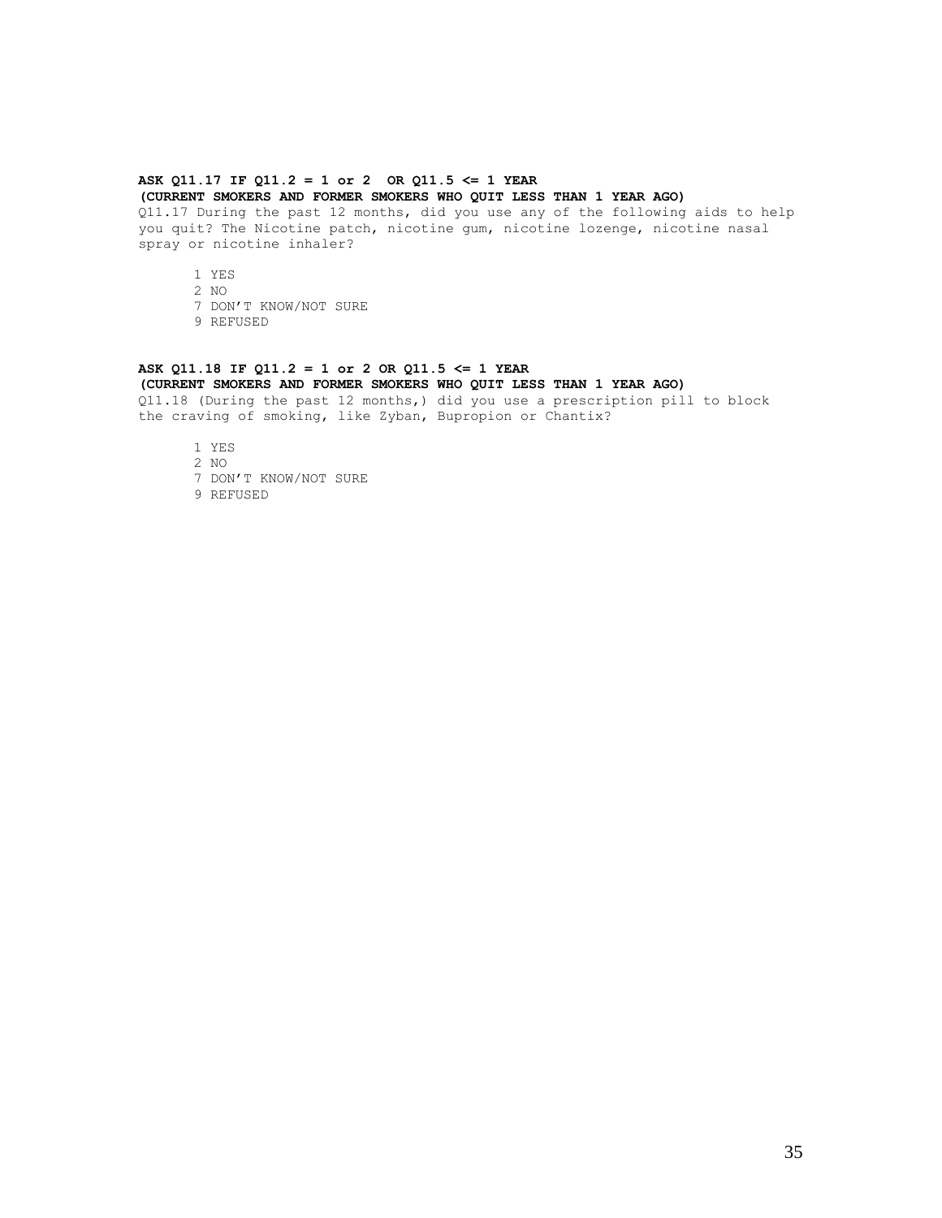**ASK Q11.17 IF Q11.2 = 1 or 2 OR Q11.5 <= 1 YEAR**
**(CURRENT SMOKERS AND FORMER SMOKERS WHO QUIT LESS THAN 1 YEAR AGO)**
Q11.17 During the past 12 months, did you use any of the following aids to help you quit? The Nicotine patch, nicotine gum, nicotine lozenge, nicotine nasal spray or nicotine inhaler?

1 YES
2 NO
7 DON'T KNOW/NOT SURE
9 REFUSED

**ASK Q11.18 IF Q11.2 = 1 or 2 OR Q11.5 <= 1 YEAR**
**(CURRENT SMOKERS AND FORMER SMOKERS WHO QUIT LESS THAN 1 YEAR AGO)**
Q11.18 (During the past 12 months,) did you use a prescription pill to block the craving of smoking, like Zyban, Bupropion or Chantix?

1 YES
2 NO
7 DON'T KNOW/NOT SURE
9 REFUSED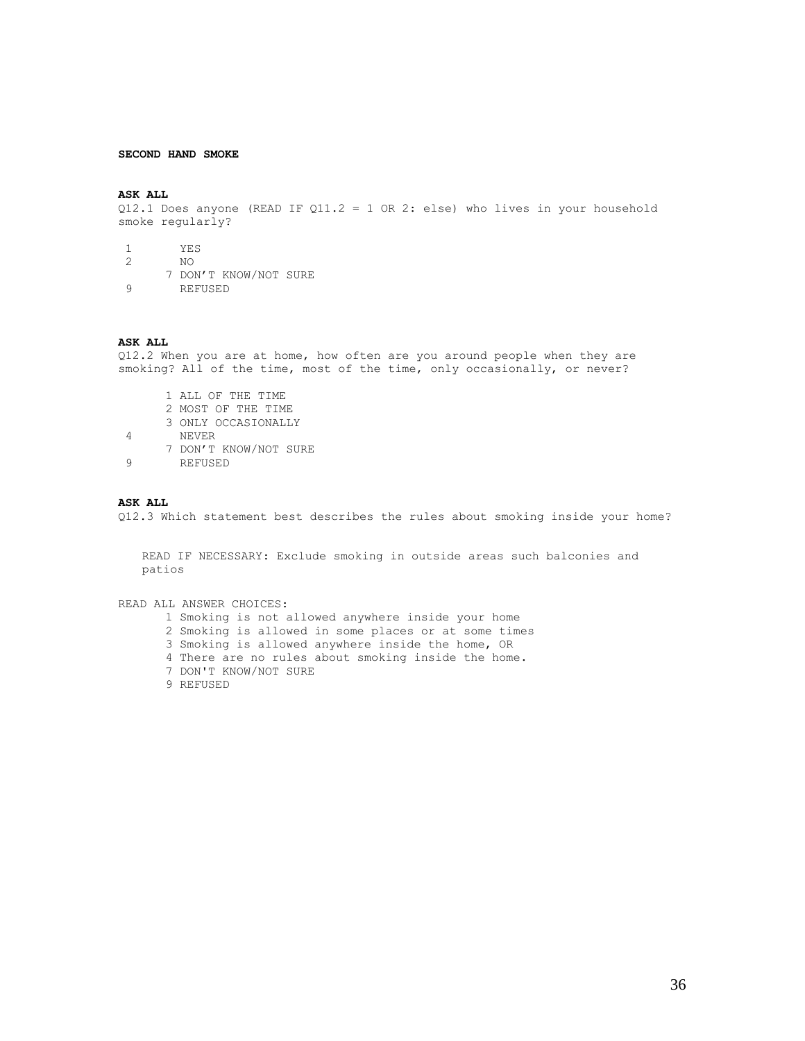**SECOND HAND SMOKE**

**ASK ALL**

Q12.1 Does anyone (READ IF Q11.2 = 1 OR 2: else) who lives in your household smoke regularly?

1 YES
2 NO
7 DON'T KNOW/NOT SURE
9 REFUSED

**ASK ALL**

Q12.2 When you are at home, how often are you around people when they are smoking? All of the time, most of the time, only occasionally, or never?

1 ALL OF THE TIME
2 MOST OF THE TIME
3 ONLY OCCASIONALLY
4 NEVER
7 DON'T KNOW/NOT SURE
9 REFUSED

**ASK ALL**

Q12.3 Which statement best describes the rules about smoking inside your home?

READ IF NECESSARY: Exclude smoking in outside areas such balconies and patios

READ ALL ANSWER CHOICES:

1 Smoking is not allowed anywhere inside your home
2 Smoking is allowed in some places or at some times
3 Smoking is allowed anywhere inside the home, OR
4 There are no rules about smoking inside the home.
7 DON'T KNOW/NOT SURE
9 REFUSED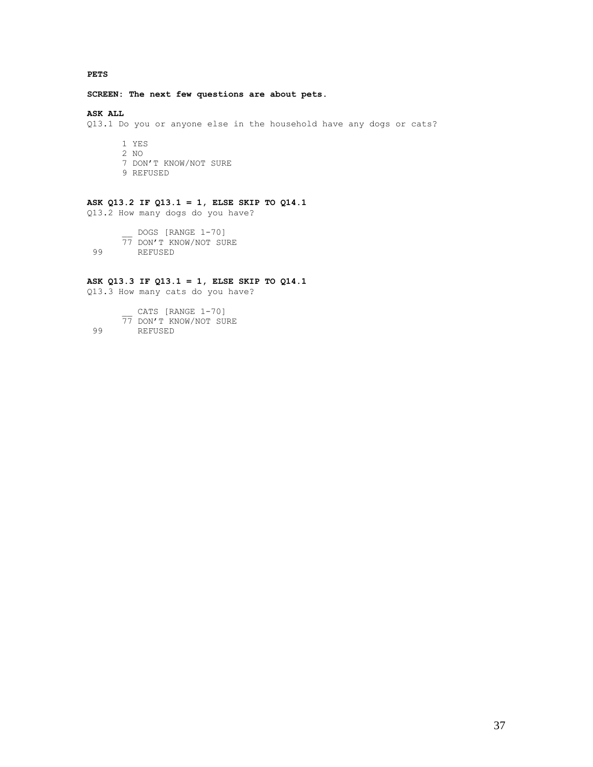**PETS**

**SCREEN: The next few questions are about pets.**

**ASK ALL**

Q13.1 Do you or anyone else in the household have any dogs or cats?

1 YES
2 NO
7 DON'T KNOW/NOT SURE
9 REFUSED

**ASK Q13.2 IF Q13.1 = 1, ELSE SKIP TO Q14.1**

Q13.2 How many dogs do you have?

__ DOGS [RANGE 1-70]
77 DON'T KNOW/NOT SURE
99 REFUSED

**ASK Q13.3 IF Q13.1 = 1, ELSE SKIP TO Q14.1**

Q13.3 How many cats do you have?

__ CATS [RANGE 1-70]
77 DON'T KNOW/NOT SURE
99 REFUSED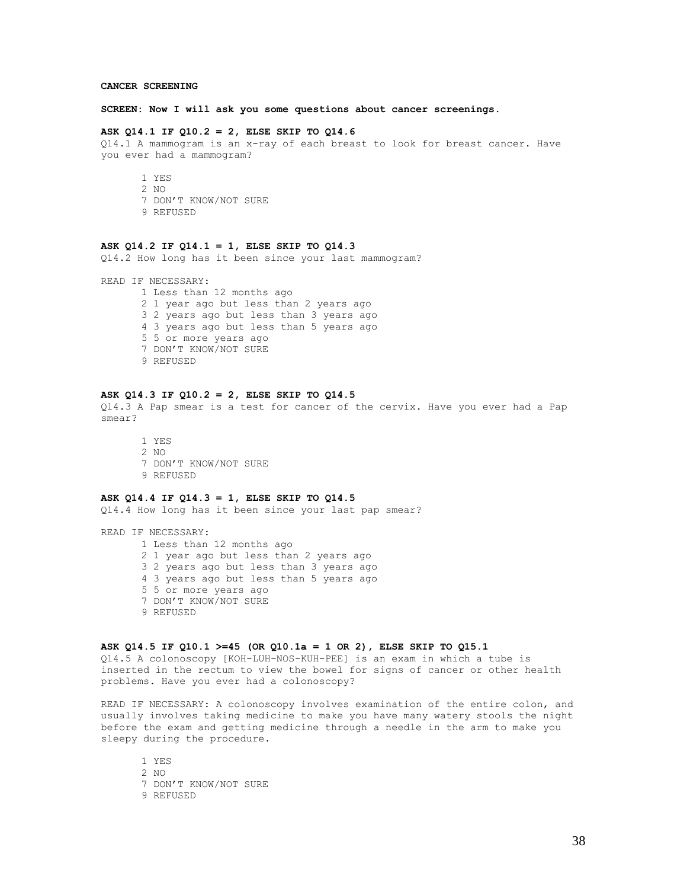**CANCER SCREENING**

**SCREEN: Now I will ask you some questions about cancer screenings.**

**ASK Q14.1 IF Q10.2 = 2, ELSE SKIP TO Q14.6**

Q14.1 A mammogram is an x-ray of each breast to look for breast cancer. Have you ever had a mammogram?

1 YES
2 NO
7 DON'T KNOW/NOT SURE
9 REFUSED

**ASK Q14.2 IF Q14.1 = 1, ELSE SKIP TO Q14.3**

Q14.2 How long has it been since your last mammogram?

READ IF NECESSARY:

1 Less than 12 months ago
2 1 year ago but less than 2 years ago
3 2 years ago but less than 3 years ago
4 3 years ago but less than 5 years ago
5 5 or more years ago
7 DON'T KNOW/NOT SURE
9 REFUSED

**ASK Q14.3 IF Q10.2 = 2, ELSE SKIP TO Q14.5**

Q14.3 A Pap smear is a test for cancer of the cervix. Have you ever had a Pap smear?

1 YES
2 NO
7 DON'T KNOW/NOT SURE
9 REFUSED

**ASK Q14.4 IF Q14.3 = 1, ELSE SKIP TO Q14.5**

Q14.4 How long has it been since your last pap smear?

READ IF NECESSARY:

1 Less than 12 months ago
2 1 year ago but less than 2 years ago
3 2 years ago but less than 3 years ago
4 3 years ago but less than 5 years ago
5 5 or more years ago
7 DON'T KNOW/NOT SURE
9 REFUSED

**ASK Q14.5 IF Q10.1 >=45 (OR Q10.1a = 1 OR 2), ELSE SKIP TO Q15.1**

Q14.5 A colonoscopy [KOH-LUH-NOS-KUH-PEE] is an exam in which a tube is inserted in the rectum to view the bowel for signs of cancer or other health problems. Have you ever had a colonoscopy?

READ IF NECESSARY: A colonoscopy involves examination of the entire colon, and usually involves taking medicine to make you have many watery stools the night before the exam and getting medicine through a needle in the arm to make you sleepy during the procedure.

1 YES
2 NO
7 DON'T KNOW/NOT SURE
9 REFUSED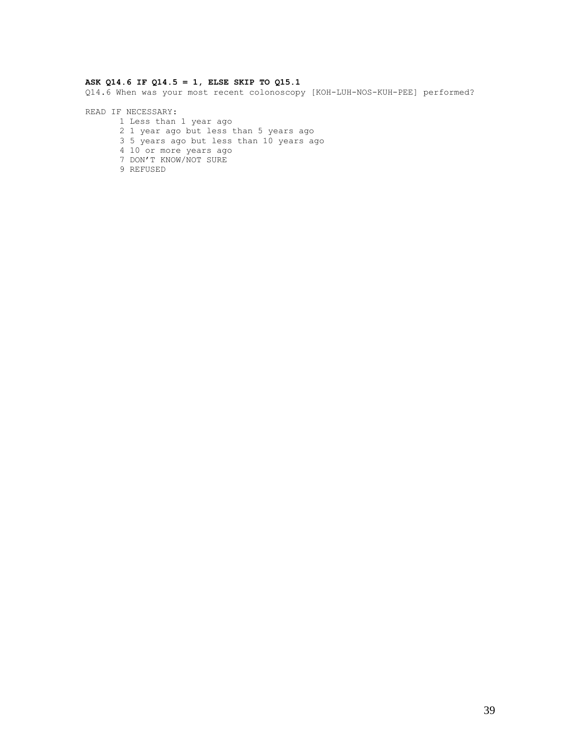**ASK Q14.6 IF Q14.5 = 1, ELSE SKIP TO Q15.1**

Q14.6 When was your most recent colonoscopy [KOH-LUH-NOS-KUH-PEE] performed?

READ IF NECESSARY:

1 Less than 1 year ago
2 1 year ago but less than 5 years ago
3 5 years ago but less than 10 years ago
4 10 or more years ago
7 DON'T KNOW/NOT SURE
9 REFUSED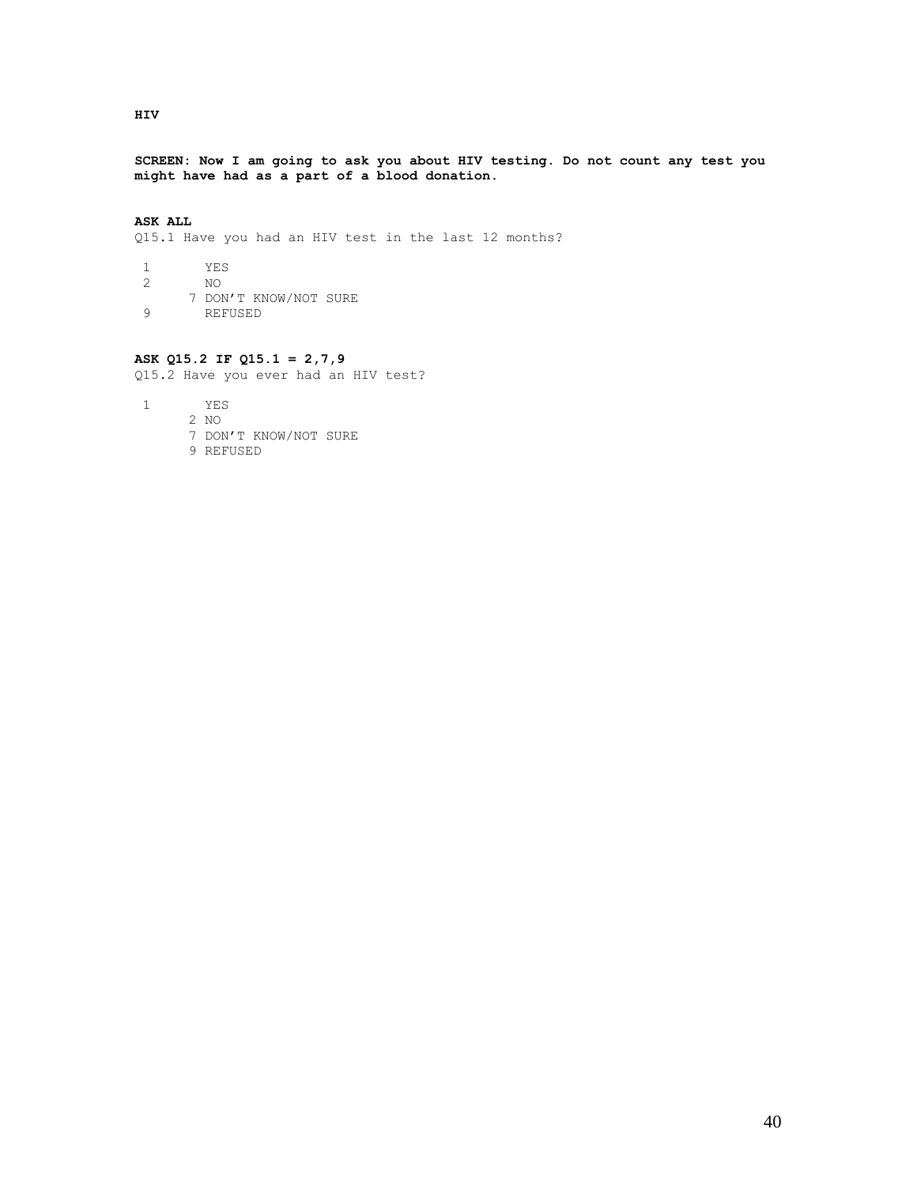**HIV**

**SCREEN: Now I am going to ask you about HIV testing. Do not count any test you might have had as a part of a blood donation.**

**ASK ALL**

Q15.1 Have you had an HIV test in the last 12 months?

1 YES
2 NO
7 DON'T KNOW/NOT SURE
9 REFUSED

**ASK Q15.2 IF Q15.1 = 2,7,9**

Q15.2 Have you ever had an HIV test?

1 YES
2 NO
7 DON'T KNOW/NOT SURE
9 REFUSED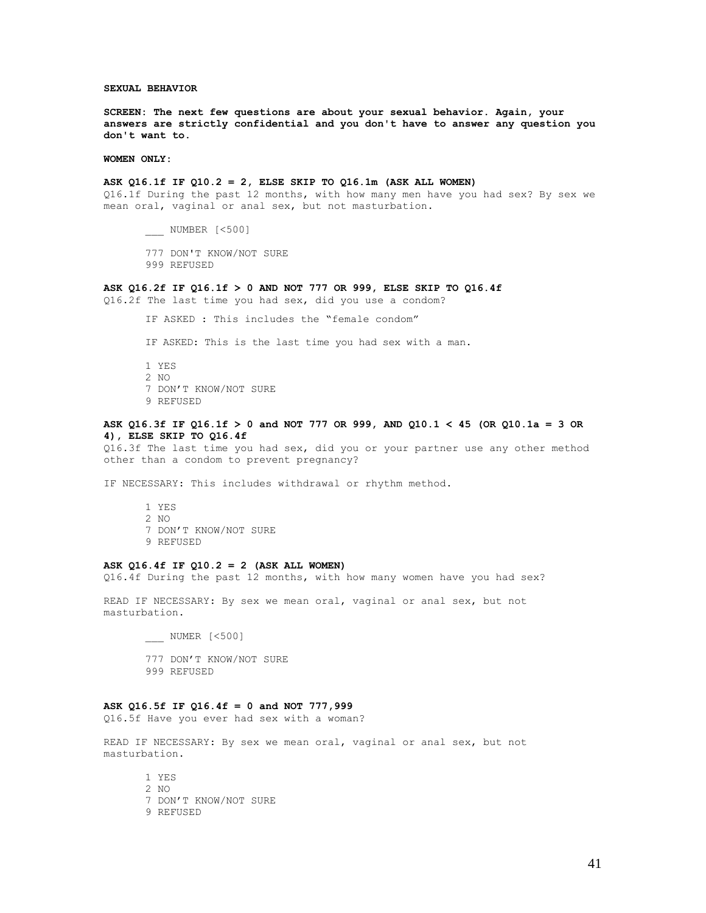**SEXUAL BEHAVIOR**

**SCREEN: The next few questions are about your sexual behavior. Again, your answers are strictly confidential and you don't have to answer any question you don't want to.**

**WOMEN ONLY:**

**ASK Q16.1f IF Q10.2 = 2, ELSE SKIP TO Q16.1m (ASK ALL WOMEN)**

Q16.1f During the past 12 months, with how many men have you had sex? By sex we mean oral, vaginal or anal sex, but not masturbation.

___ NUMBER [<500]

777 DON'T KNOW/NOT SURE
999 REFUSED

**ASK Q16.2f IF Q16.1f > 0 AND NOT 777 OR 999, ELSE SKIP TO Q16.4f**

Q16.2f The last time you had sex, did you use a condom?

IF ASKED : This includes the "female condom"

IF ASKED: This is the last time you had sex with a man.

1 YES
2 NO
7 DON'T KNOW/NOT SURE
9 REFUSED

**ASK Q16.3f IF Q16.1f > 0 and NOT 777 OR 999, AND Q10.1 < 45 (OR Q10.1a = 3 OR 4), ELSE SKIP TO Q16.4f**

Q16.3f The last time you had sex, did you or your partner use any other method other than a condom to prevent pregnancy?

IF NECESSARY: This includes withdrawal or rhythm method.

1 YES
2 NO
7 DON'T KNOW/NOT SURE
9 REFUSED

**ASK Q16.4f IF Q10.2 = 2 (ASK ALL WOMEN)**

Q16.4f During the past 12 months, with how many women have you had sex?

READ IF NECESSARY: By sex we mean oral, vaginal or anal sex, but not masturbation.

___ NUMER [<500]

777 DON'T KNOW/NOT SURE
999 REFUSED

**ASK Q16.5f IF Q16.4f = 0 and NOT 777,999**

Q16.5f Have you ever had sex with a woman?

READ IF NECESSARY: By sex we mean oral, vaginal or anal sex, but not masturbation.

1 YES
2 NO
7 DON'T KNOW/NOT SURE
9 REFUSED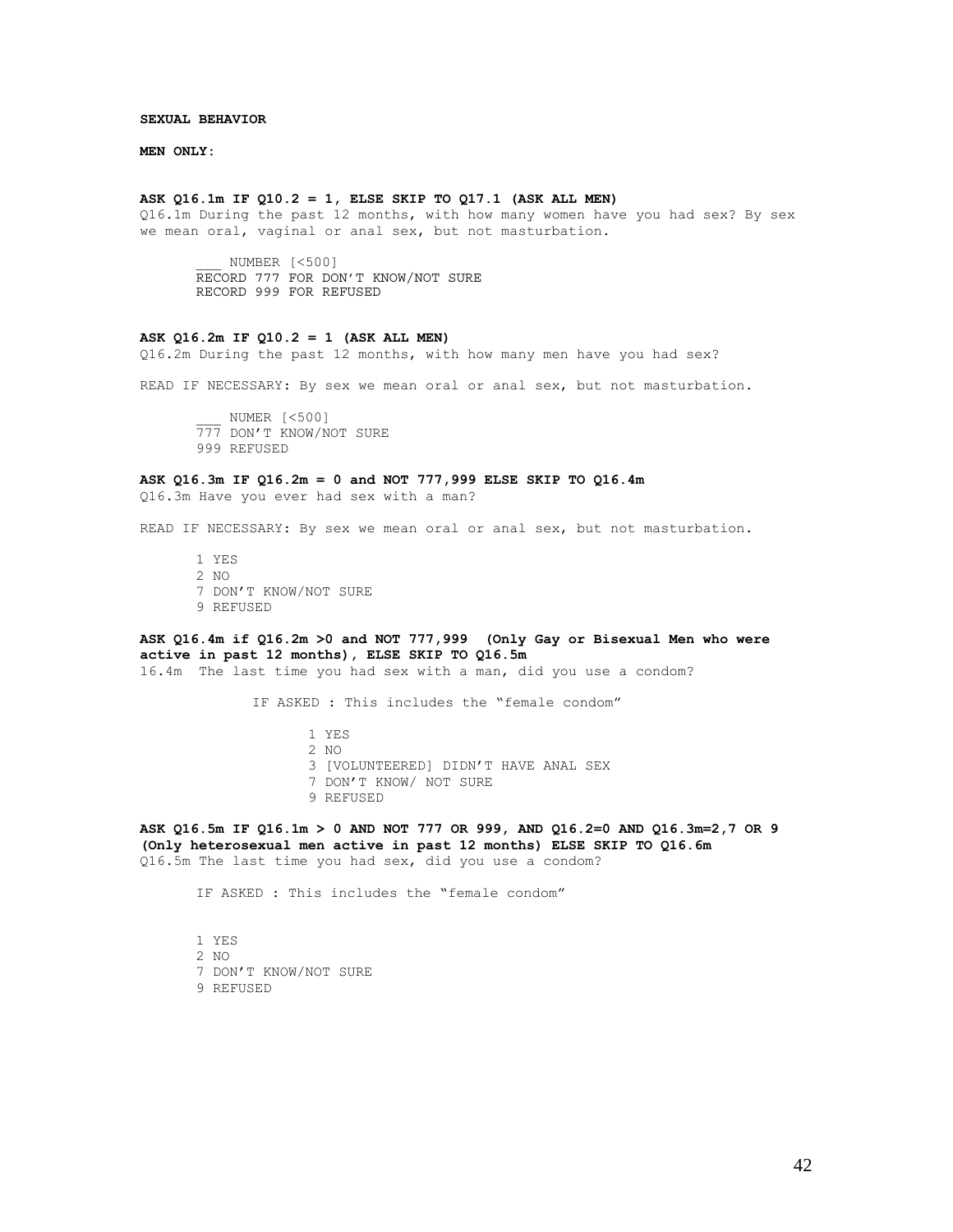**SEXUAL BEHAVIOR**

**MEN ONLY:**

**ASK Q16.1m IF Q10.2 = 1, ELSE SKIP TO Q17.1 (ASK ALL MEN)**
Q16.1m During the past 12 months, with how many women have you had sex? By sex we mean oral, vaginal or anal sex, but not masturbation.

___ NUMBER [<500]
RECORD 777 FOR DON'T KNOW/NOT SURE
RECORD 999 FOR REFUSED

**ASK Q16.2m IF Q10.2 = 1 (ASK ALL MEN)**
Q16.2m During the past 12 months, with how many men have you had sex?

READ IF NECESSARY: By sex we mean oral or anal sex, but not masturbation.

___ NUMER [<500]
777 DON'T KNOW/NOT SURE
999 REFUSED

**ASK Q16.3m IF Q16.2m = 0 and NOT 777,999 ELSE SKIP TO Q16.4m**
Q16.3m Have you ever had sex with a man?

READ IF NECESSARY: By sex we mean oral or anal sex, but not masturbation.

1 YES
2 NO
7 DON'T KNOW/NOT SURE
9 REFUSED

**ASK Q16.4m if Q16.2m >0 and NOT 777,999 (Only Gay or Bisexual Men who were active in past 12 months), ELSE SKIP TO Q16.5m**
16.4m The last time you had sex with a man, did you use a condom?

IF ASKED : This includes the "female condom"

1 YES
2 NO
3 [VOLUNTEERED] DIDN'T HAVE ANAL SEX
7 DON'T KNOW/ NOT SURE
9 REFUSED

**ASK Q16.5m IF Q16.1m > 0 AND NOT 777 OR 999, AND Q16.2=0 AND Q16.3m=2,7 OR 9 (Only heterosexual men active in past 12 months) ELSE SKIP TO Q16.6m**
Q16.5m The last time you had sex, did you use a condom?

IF ASKED : This includes the "female condom"

1 YES
2 NO
7 DON'T KNOW/NOT SURE
9 REFUSED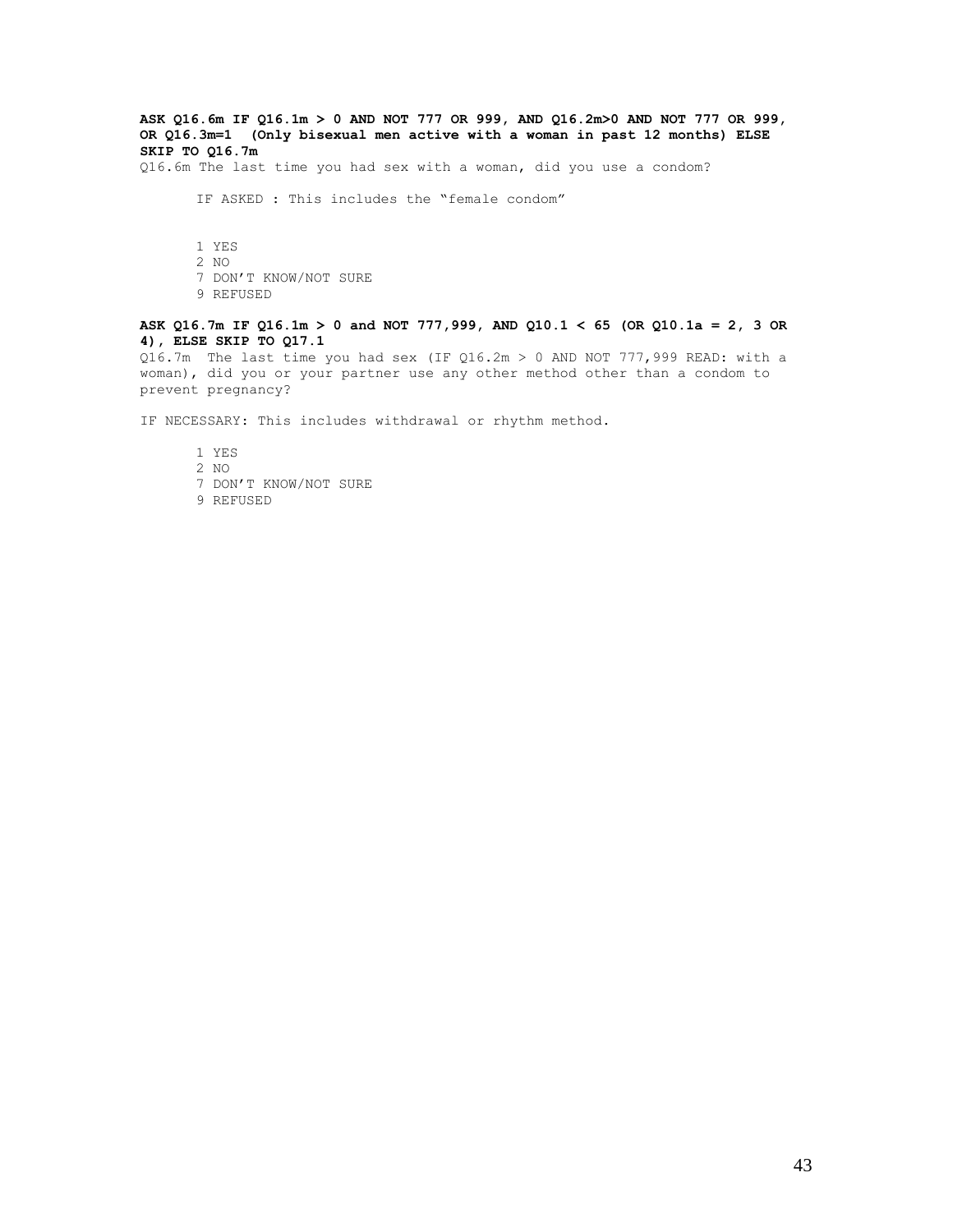**ASK Q16.6m IF Q16.1m > 0 AND NOT 777 OR 999, AND Q16.2m>0 AND NOT 777 OR 999, OR Q16.3m=1 (Only bisexual men active with a woman in past 12 months) ELSE SKIP TO Q16.7m**

Q16.6m The last time you had sex with a woman, did you use a condom?

IF ASKED : This includes the "female condom"

1 YES
2 NO
7 DON'T KNOW/NOT SURE
9 REFUSED

**ASK Q16.7m IF Q16.1m > 0 and NOT 777,999, AND Q10.1 < 65 (OR Q10.1a = 2, 3 OR 4), ELSE SKIP TO Q17.1**

Q16.7m The last time you had sex (IF Q16.2m > 0 AND NOT 777,999 READ: with a woman), did you or your partner use any other method other than a condom to prevent pregnancy?

IF NECESSARY: This includes withdrawal or rhythm method.

1 YES
2 NO
7 DON'T KNOW/NOT SURE
9 REFUSED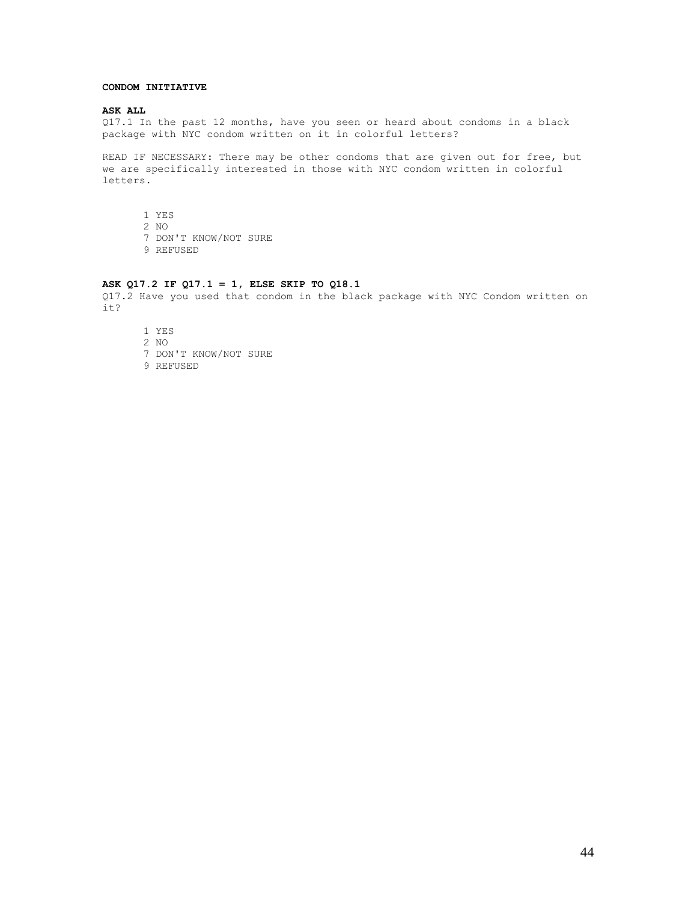**CONDOM INITIATIVE**

**ASK ALL**

Q17.1 In the past 12 months, have you seen or heard about condoms in a black package with NYC condom written on it in colorful letters?

READ IF NECESSARY: There may be other condoms that are given out for free, but we are specifically interested in those with NYC condom written in colorful letters.

1 YES
2 NO
7 DON'T KNOW/NOT SURE
9 REFUSED

**ASK Q17.2 IF Q17.1 = 1, ELSE SKIP TO Q18.1**

Q17.2 Have you used that condom in the black package with NYC Condom written on it?

1 YES
2 NO
7 DON'T KNOW/NOT SURE
9 REFUSED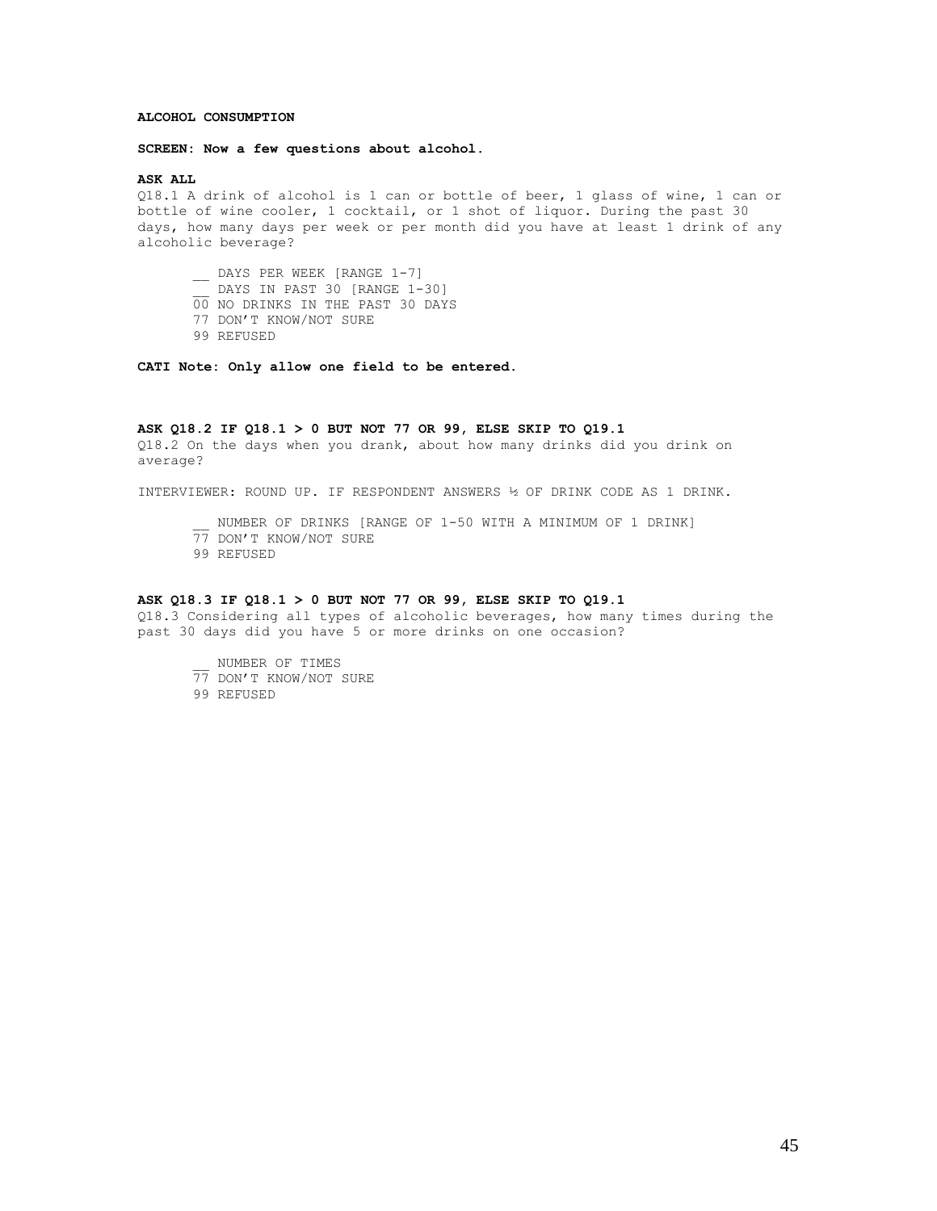**ALCOHOL CONSUMPTION**

**SCREEN: Now a few questions about alcohol.**

**ASK ALL**

Q18.1 A drink of alcohol is 1 can or bottle of beer, 1 glass of wine, 1 can or bottle of wine cooler, 1 cocktail, or 1 shot of liquor. During the past 30 days, how many days per week or per month did you have at least 1 drink of any alcoholic beverage?

- __ DAYS PER WEEK [RANGE 1-7]
- __ DAYS IN PAST 30 [RANGE 1-30]
- 00 NO DRINKS IN THE PAST 30 DAYS
- 77 DON'T KNOW/NOT SURE
- 99 REFUSED

**CATI Note: Only allow one field to be entered.**

**ASK Q18.2 IF Q18.1 > 0 BUT NOT 77 OR 99, ELSE SKIP TO Q19.1**

Q18.2 On the days when you drank, about how many drinks did you drink on average?

INTERVIEWER: ROUND UP. IF RESPONDENT ANSWERS ½ OF DRINK CODE AS 1 DRINK.

- __ NUMBER OF DRINKS [RANGE OF 1-50 WITH A MINIMUM OF 1 DRINK]
- 77 DON'T KNOW/NOT SURE
- 99 REFUSED

**ASK Q18.3 IF Q18.1 > 0 BUT NOT 77 OR 99, ELSE SKIP TO Q19.1**

Q18.3 Considering all types of alcoholic beverages, how many times during the past 30 days did you have 5 or more drinks on one occasion?

- __ NUMBER OF TIMES
- 77 DON'T KNOW/NOT SURE
- 99 REFUSED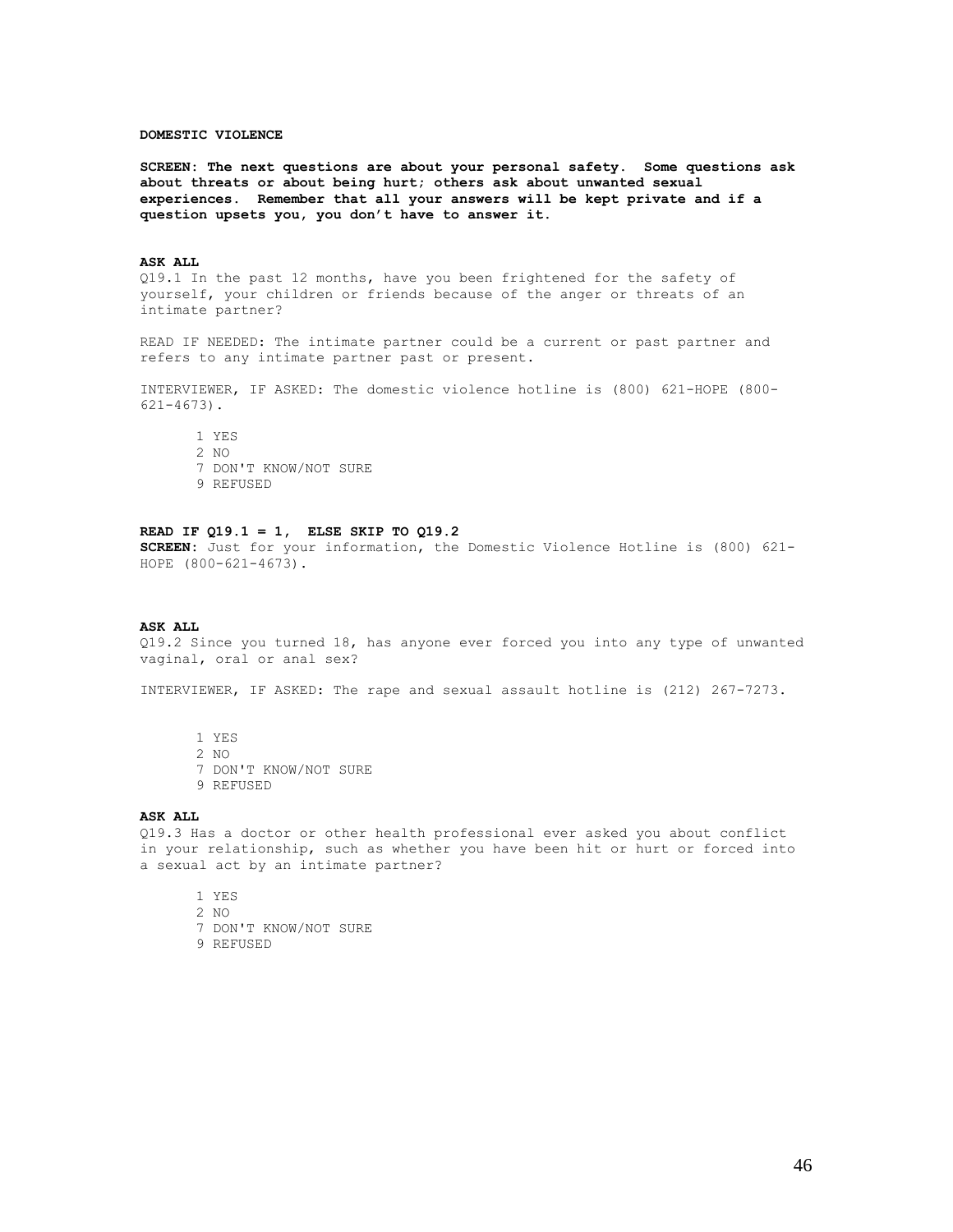**DOMESTIC VIOLENCE**

**SCREEN: The next questions are about your personal safety. Some questions ask about threats or about being hurt; others ask about unwanted sexual experiences. Remember that all your answers will be kept private and if a question upsets you, you don't have to answer it.**

**ASK ALL**

Q19.1 In the past 12 months, have you been frightened for the safety of yourself, your children or friends because of the anger or threats of an intimate partner?

READ IF NEEDED: The intimate partner could be a current or past partner and refers to any intimate partner past or present.

INTERVIEWER, IF ASKED: The domestic violence hotline is (800) 621-HOPE (800-621-4673).

1 YES
2 NO
7 DON'T KNOW/NOT SURE
9 REFUSED

**READ IF Q19.1 = 1, ELSE SKIP TO Q19.2**

**SCREEN:** Just for your information, the Domestic Violence Hotline is (800) 621-HOPE (800-621-4673).

**ASK ALL**

Q19.2 Since you turned 18, has anyone ever forced you into any type of unwanted vaginal, oral or anal sex?

INTERVIEWER, IF ASKED: The rape and sexual assault hotline is (212) 267-7273.

1 YES
2 NO
7 DON'T KNOW/NOT SURE
9 REFUSED

**ASK ALL**

Q19.3 Has a doctor or other health professional ever asked you about conflict in your relationship, such as whether you have been hit or hurt or forced into a sexual act by an intimate partner?

1 YES
2 NO
7 DON'T KNOW/NOT SURE
9 REFUSED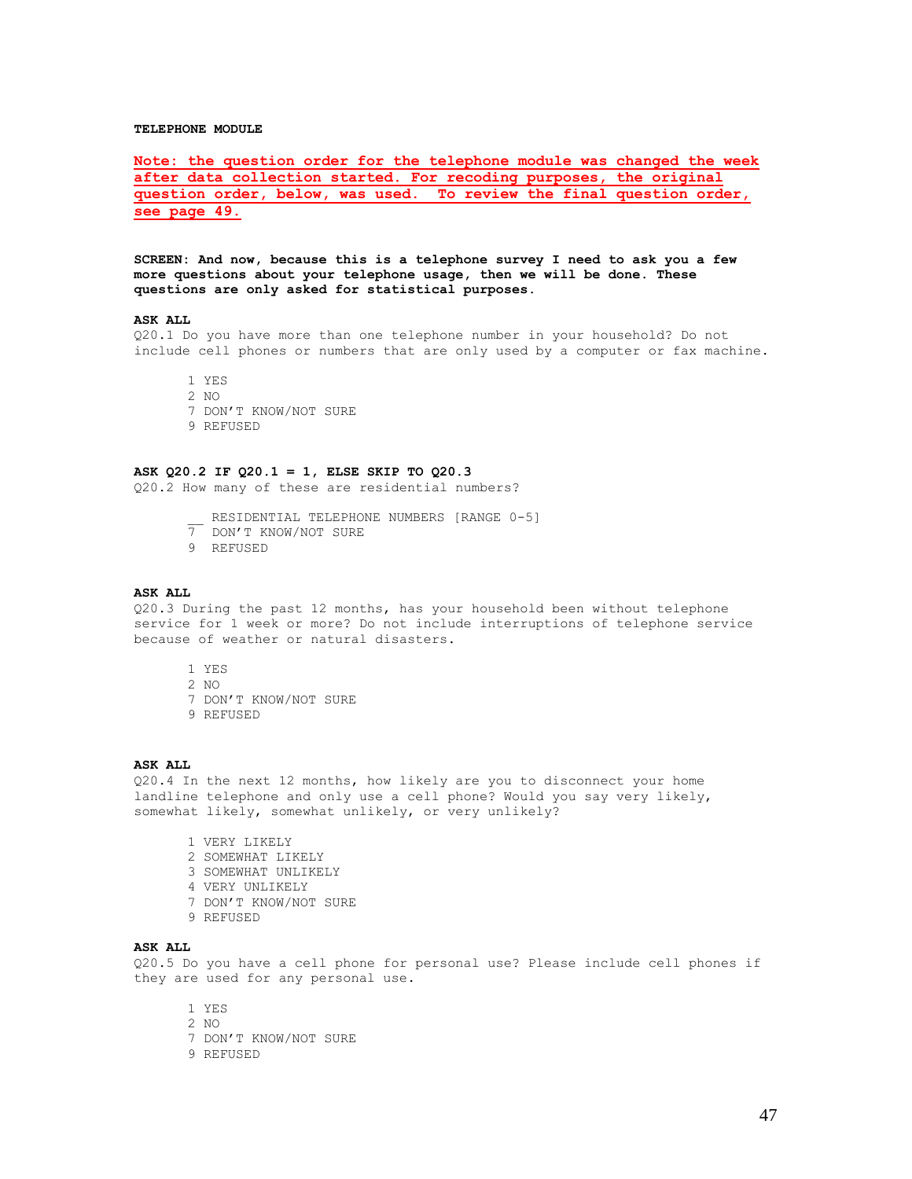**TELEPHONE MODULE**

**Note: the question order for the telephone module was changed the week after data collection started. For recoding purposes, the original question order, below, was used. To review the final question order, see page 49.**

**SCREEN: And now, because this is a telephone survey I need to ask you a few more questions about your telephone usage, then we will be done. These questions are only asked for statistical purposes.**

**ASK ALL**

Q20.1 Do you have more than one telephone number in your household? Do not include cell phones or numbers that are only used by a computer or fax machine.

1 YES
2 NO
7 DON'T KNOW/NOT SURE
9 REFUSED

**ASK Q20.2 IF Q20.1 = 1, ELSE SKIP TO Q20.3**

Q20.2 How many of these are residential numbers?

__ RESIDENTIAL TELEPHONE NUMBERS [RANGE 0-5]
7 DON'T KNOW/NOT SURE
9 REFUSED

**ASK ALL**

Q20.3 During the past 12 months, has your household been without telephone service for 1 week or more? Do not include interruptions of telephone service because of weather or natural disasters.

1 YES
2 NO
7 DON'T KNOW/NOT SURE
9 REFUSED

**ASK ALL**

Q20.4 In the next 12 months, how likely are you to disconnect your home landline telephone and only use a cell phone? Would you say very likely, somewhat likely, somewhat unlikely, or very unlikely?

1 VERY LIKELY
2 SOMEWHAT LIKELY
3 SOMEWHAT UNLIKELY
4 VERY UNLIKELY
7 DON'T KNOW/NOT SURE
9 REFUSED

**ASK ALL**

Q20.5 Do you have a cell phone for personal use? Please include cell phones if they are used for any personal use.

1 YES
2 NO
7 DON'T KNOW/NOT SURE
9 REFUSED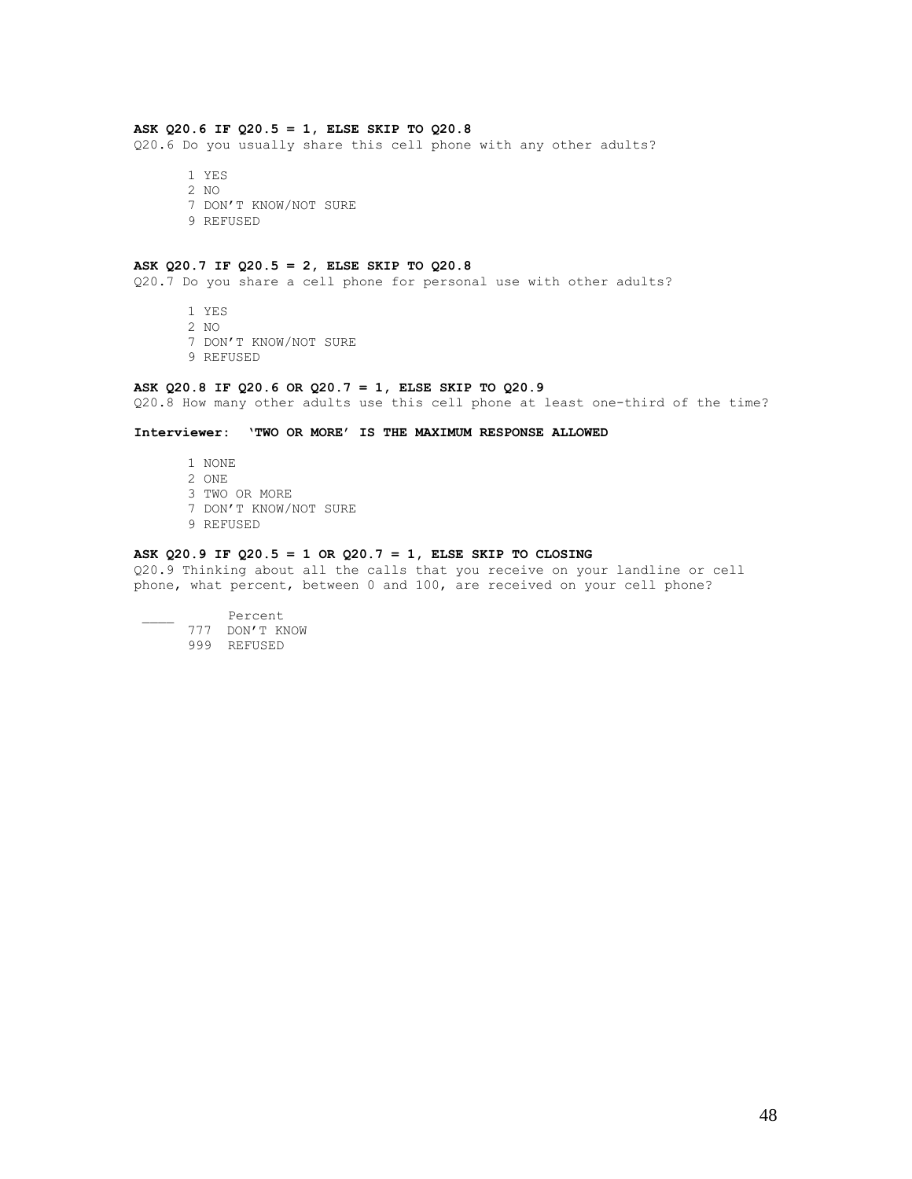**ASK Q20.6 IF Q20.5 = 1, ELSE SKIP TO Q20.8**

Q20.6 Do you usually share this cell phone with any other adults?

1 YES
2 NO
7 DON'T KNOW/NOT SURE
9 REFUSED

**ASK Q20.7 IF Q20.5 = 2, ELSE SKIP TO Q20.8**

Q20.7 Do you share a cell phone for personal use with other adults?

1 YES
2 NO
7 DON'T KNOW/NOT SURE
9 REFUSED

**ASK Q20.8 IF Q20.6 OR Q20.7 = 1, ELSE SKIP TO Q20.9**

Q20.8 How many other adults use this cell phone at least one-third of the time?

**Interviewer: 'TWO OR MORE' IS THE MAXIMUM RESPONSE ALLOWED**

1 NONE
2 ONE
3 TWO OR MORE
7 DON'T KNOW/NOT SURE
9 REFUSED

**ASK Q20.9 IF Q20.5 = 1 OR Q20.7 = 1, ELSE SKIP TO CLOSING**

Q20.9 Thinking about all the calls that you receive on your landline or cell phone, what percent, between 0 and 100, are received on your cell phone?

____ Percent
777 DON'T KNOW
999 REFUSED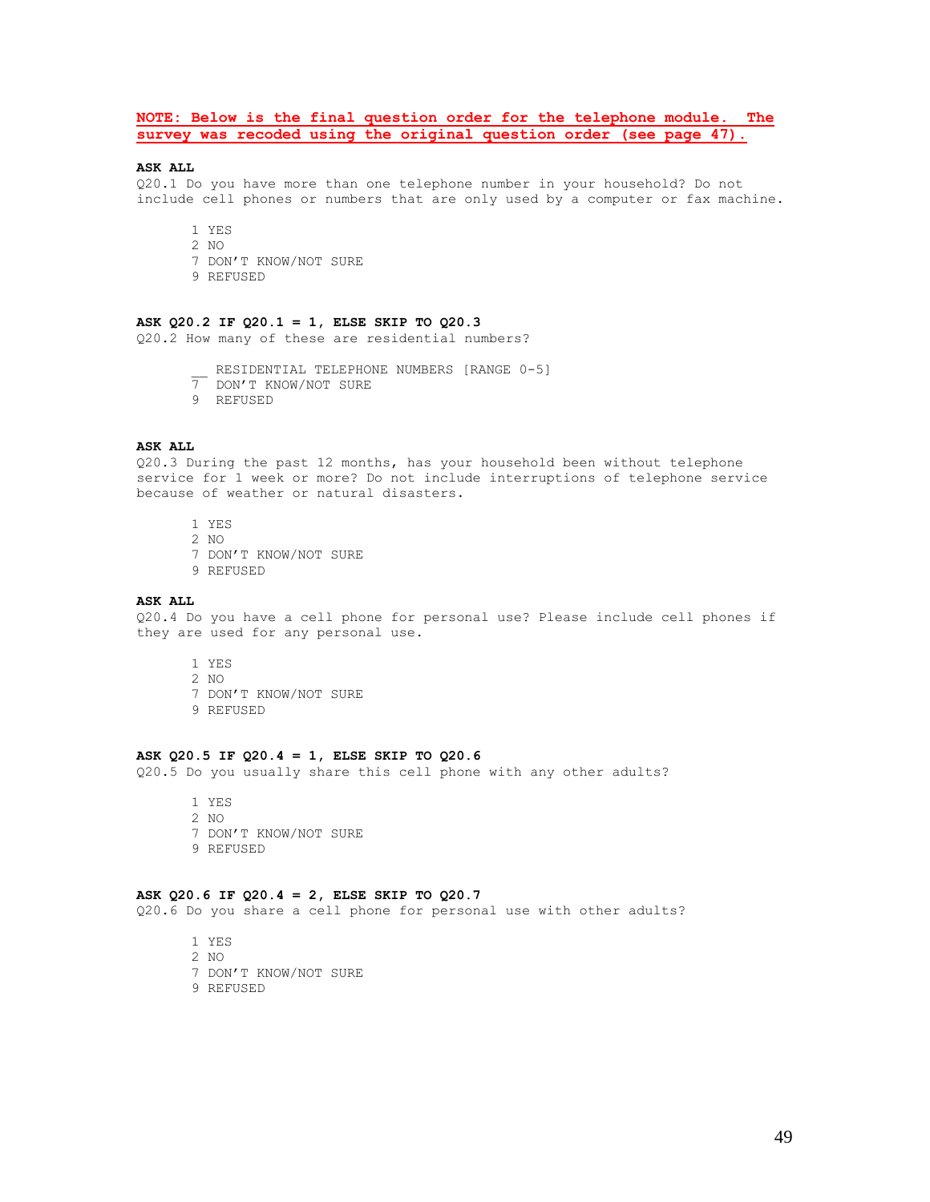**NOTE: Below is the final question order for the telephone module. The survey was recoded using the original question order (see page 47).**

**ASK ALL**

Q20.1 Do you have more than one telephone number in your household? Do not include cell phones or numbers that are only used by a computer or fax machine.

1 YES
2 NO
7 DON'T KNOW/NOT SURE
9 REFUSED

**ASK Q20.2 IF Q20.1 = 1, ELSE SKIP TO Q20.3**

Q20.2 How many of these are residential numbers?

__ RESIDENTIAL TELEPHONE NUMBERS [RANGE 0-5]
7 DON'T KNOW/NOT SURE
9 REFUSED

**ASK ALL**

Q20.3 During the past 12 months, has your household been without telephone service for 1 week or more? Do not include interruptions of telephone service because of weather or natural disasters.

1 YES
2 NO
7 DON'T KNOW/NOT SURE
9 REFUSED

**ASK ALL**

Q20.4 Do you have a cell phone for personal use? Please include cell phones if they are used for any personal use.

1 YES
2 NO
7 DON'T KNOW/NOT SURE
9 REFUSED

**ASK Q20.5 IF Q20.4 = 1, ELSE SKIP TO Q20.6**

Q20.5 Do you usually share this cell phone with any other adults?

1 YES
2 NO
7 DON'T KNOW/NOT SURE
9 REFUSED

**ASK Q20.6 IF Q20.4 = 2, ELSE SKIP TO Q20.7**

Q20.6 Do you share a cell phone for personal use with other adults?

1 YES
2 NO
7 DON'T KNOW/NOT SURE
9 REFUSED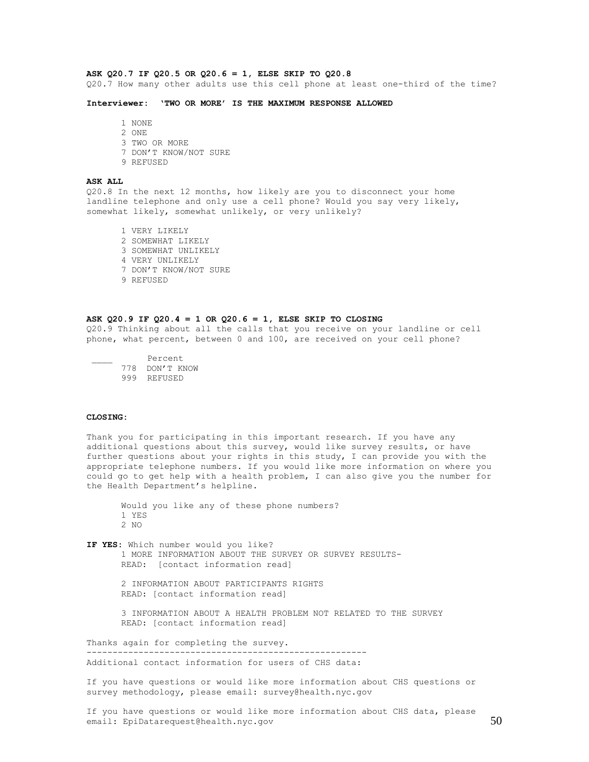**ASK Q20.7 IF Q20.5 OR Q20.6 = 1, ELSE SKIP TO Q20.8**

Q20.7 How many other adults use this cell phone at least one-third of the time?

**Interviewer: 'TWO OR MORE' IS THE MAXIMUM RESPONSE ALLOWED**

1 NONE
2 ONE
3 TWO OR MORE
7 DON'T KNOW/NOT SURE
9 REFUSED

**ASK ALL**

Q20.8 In the next 12 months, how likely are you to disconnect your home landline telephone and only use a cell phone? Would you say very likely, somewhat likely, somewhat unlikely, or very unlikely?

1 VERY LIKELY
2 SOMEWHAT LIKELY
3 SOMEWHAT UNLIKELY
4 VERY UNLIKELY
7 DON'T KNOW/NOT SURE
9 REFUSED

**ASK Q20.9 IF Q20.4 = 1 OR Q20.6 = 1, ELSE SKIP TO CLOSING**

Q20.9 Thinking about all the calls that you receive on your landline or cell phone, what percent, between 0 and 100, are received on your cell phone?

____ Percent
778 DON'T KNOW
999 REFUSED

**CLOSING:**

Thank you for participating in this important research. If you have any additional questions about this survey, would like survey results, or have further questions about your rights in this study, I can provide you with the appropriate telephone numbers. If you would like more information on where you could go to get help with a health problem, I can also give you the number for the Health Department's helpline.

Would you like any of these phone numbers?
1 YES
2 NO

**IF YES**: Which number would you like?

1 MORE INFORMATION ABOUT THE SURVEY OR SURVEY RESULTS-
READ: [contact information read]

2 INFORMATION ABOUT PARTICIPANTS RIGHTS
READ: [contact information read]

3 INFORMATION ABOUT A HEALTH PROBLEM NOT RELATED TO THE SURVEY
READ: [contact information read]

Thanks again for completing the survey.

-------------------------------------------------------

Additional contact information for users of CHS data:

If you have questions or would like more information about CHS questions or survey methodology, please email: survey@health.nyc.gov

If you have questions or would like more information about CHS data, please email: EpiDatarequest@health.nyc.gov